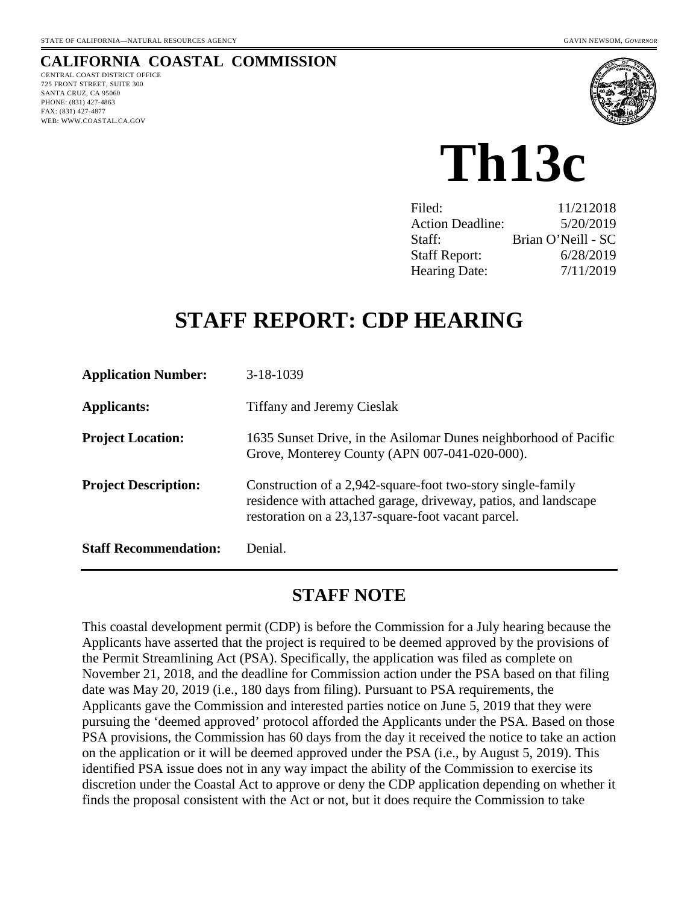STATE OF CALIFORNIA—NATURAL RESOURCES AGENCY GAVIN NEWSOM, *GOVERNOR*

**CALIFORNIA COASTAL COMMISSION**
CENTRAL COAST DISTRICT OFFICE
725 FRONT STREET, SUITE 300
SANTA CRUZ, CA 95060
PHONE: (831) 427-4863
FAX: (831) 427-4877
WEB: WWW.COASTAL.CA.GOV

# Th13c

| | |
|---|---|
| Filed: | 11/212018 |
| Action Deadline: | 5/20/2019 |
| Staff: | Brian O'Neill - SC |
| Staff Report: | 6/28/2019 |
| Hearing Date: | 7/11/2019 |

# STAFF REPORT: CDP HEARING

| | |
|---|---|
| **Application Number:** | 3-18-1039 |
| **Applicants:** | Tiffany and Jeremy Cieslak |
| **Project Location:** | 1635 Sunset Drive, in the Asilomar Dunes neighborhood of Pacific Grove, Monterey County (APN 007-041-020-000). |
| **Project Description:** | Construction of a 2,942-square-foot two-story single-family residence with attached garage, driveway, patios, and landscape restoration on a 23,137-square-foot vacant parcel. |
| **Staff Recommendation:** | Denial. |

## STAFF NOTE

This coastal development permit (CDP) is before the Commission for a July hearing because the Applicants have asserted that the project is required to be deemed approved by the provisions of the Permit Streamlining Act (PSA). Specifically, the application was filed as complete on November 21, 2018, and the deadline for Commission action under the PSA based on that filing date was May 20, 2019 (i.e., 180 days from filing). Pursuant to PSA requirements, the Applicants gave the Commission and interested parties notice on June 5, 2019 that they were pursuing the 'deemed approved' protocol afforded the Applicants under the PSA. Based on those PSA provisions, the Commission has 60 days from the day it received the notice to take an action on the application or it will be deemed approved under the PSA (i.e., by August 5, 2019). This identified PSA issue does not in any way impact the ability of the Commission to exercise its discretion under the Coastal Act to approve or deny the CDP application depending on whether it finds the proposal consistent with the Act or not, but it does require the Commission to take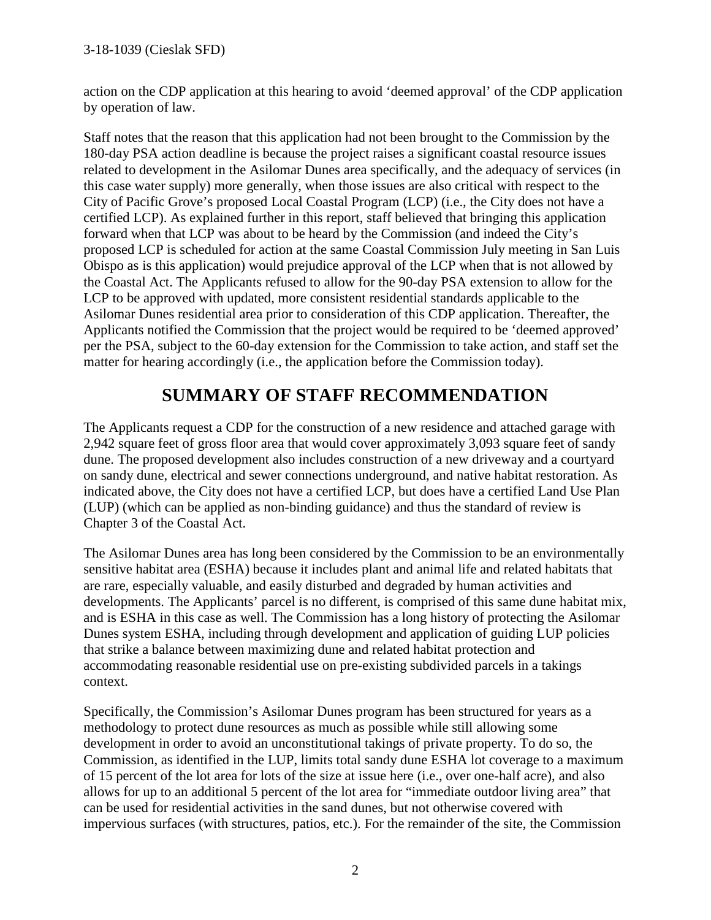action on the CDP application at this hearing to avoid 'deemed approval' of the CDP application by operation of law.

Staff notes that the reason that this application had not been brought to the Commission by the 180-day PSA action deadline is because the project raises a significant coastal resource issues related to development in the Asilomar Dunes area specifically, and the adequacy of services (in this case water supply) more generally, when those issues are also critical with respect to the City of Pacific Grove's proposed Local Coastal Program (LCP) (i.e., the City does not have a certified LCP). As explained further in this report, staff believed that bringing this application forward when that LCP was about to be heard by the Commission (and indeed the City's proposed LCP is scheduled for action at the same Coastal Commission July meeting in San Luis Obispo as is this application) would prejudice approval of the LCP when that is not allowed by the Coastal Act. The Applicants refused to allow for the 90-day PSA extension to allow for the LCP to be approved with updated, more consistent residential standards applicable to the Asilomar Dunes residential area prior to consideration of this CDP application. Thereafter, the Applicants notified the Commission that the project would be required to be 'deemed approved' per the PSA, subject to the 60-day extension for the Commission to take action, and staff set the matter for hearing accordingly (i.e., the application before the Commission today).

# SUMMARY OF STAFF RECOMMENDATION

The Applicants request a CDP for the construction of a new residence and attached garage with 2,942 square feet of gross floor area that would cover approximately 3,093 square feet of sandy dune. The proposed development also includes construction of a new driveway and a courtyard on sandy dune, electrical and sewer connections underground, and native habitat restoration. As indicated above, the City does not have a certified LCP, but does have a certified Land Use Plan (LUP) (which can be applied as non-binding guidance) and thus the standard of review is Chapter 3 of the Coastal Act.

The Asilomar Dunes area has long been considered by the Commission to be an environmentally sensitive habitat area (ESHA) because it includes plant and animal life and related habitats that are rare, especially valuable, and easily disturbed and degraded by human activities and developments. The Applicants' parcel is no different, is comprised of this same dune habitat mix, and is ESHA in this case as well. The Commission has a long history of protecting the Asilomar Dunes system ESHA, including through development and application of guiding LUP policies that strike a balance between maximizing dune and related habitat protection and accommodating reasonable residential use on pre-existing subdivided parcels in a takings context.

Specifically, the Commission's Asilomar Dunes program has been structured for years as a methodology to protect dune resources as much as possible while still allowing some development in order to avoid an unconstitutional takings of private property. To do so, the Commission, as identified in the LUP, limits total sandy dune ESHA lot coverage to a maximum of 15 percent of the lot area for lots of the size at issue here (i.e., over one-half acre), and also allows for up to an additional 5 percent of the lot area for "immediate outdoor living area" that can be used for residential activities in the sand dunes, but not otherwise covered with impervious surfaces (with structures, patios, etc.). For the remainder of the site, the Commission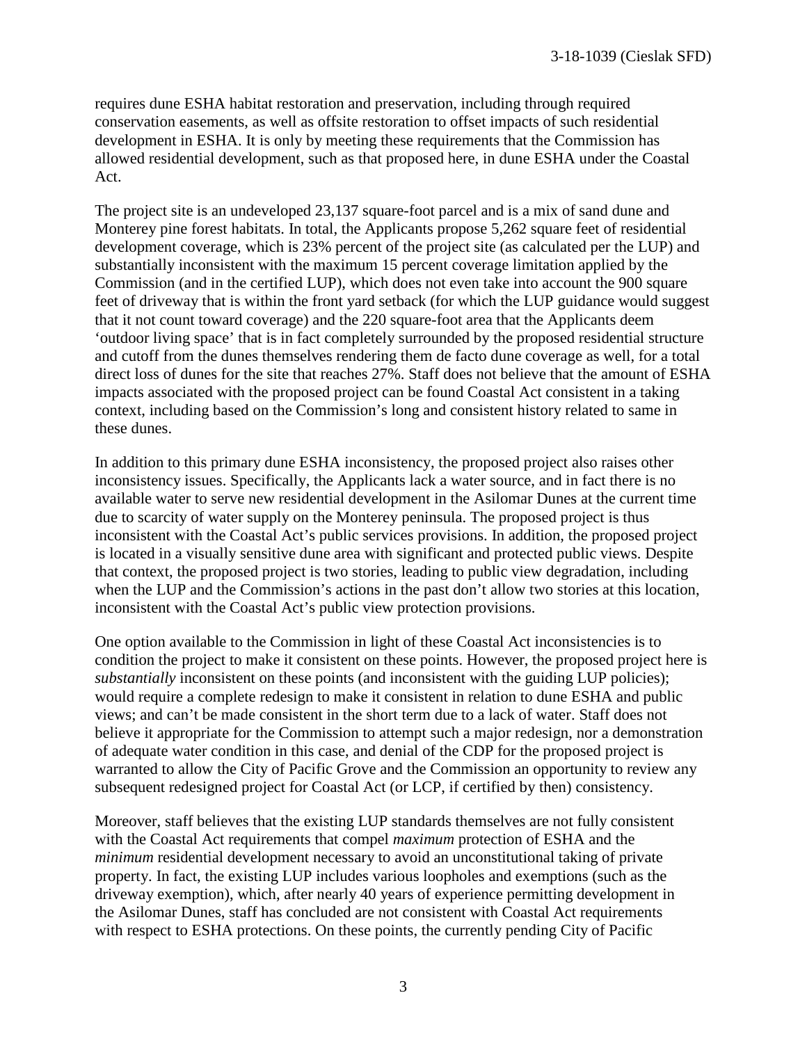requires dune ESHA habitat restoration and preservation, including through required conservation easements, as well as offsite restoration to offset impacts of such residential development in ESHA. It is only by meeting these requirements that the Commission has allowed residential development, such as that proposed here, in dune ESHA under the Coastal Act.

The project site is an undeveloped 23,137 square-foot parcel and is a mix of sand dune and Monterey pine forest habitats. In total, the Applicants propose 5,262 square feet of residential development coverage, which is 23% percent of the project site (as calculated per the LUP) and substantially inconsistent with the maximum 15 percent coverage limitation applied by the Commission (and in the certified LUP), which does not even take into account the 900 square feet of driveway that is within the front yard setback (for which the LUP guidance would suggest that it not count toward coverage) and the 220 square-foot area that the Applicants deem 'outdoor living space' that is in fact completely surrounded by the proposed residential structure and cutoff from the dunes themselves rendering them de facto dune coverage as well, for a total direct loss of dunes for the site that reaches 27%. Staff does not believe that the amount of ESHA impacts associated with the proposed project can be found Coastal Act consistent in a taking context, including based on the Commission's long and consistent history related to same in these dunes.

In addition to this primary dune ESHA inconsistency, the proposed project also raises other inconsistency issues. Specifically, the Applicants lack a water source, and in fact there is no available water to serve new residential development in the Asilomar Dunes at the current time due to scarcity of water supply on the Monterey peninsula. The proposed project is thus inconsistent with the Coastal Act's public services provisions. In addition, the proposed project is located in a visually sensitive dune area with significant and protected public views. Despite that context, the proposed project is two stories, leading to public view degradation, including when the LUP and the Commission's actions in the past don't allow two stories at this location, inconsistent with the Coastal Act's public view protection provisions.

One option available to the Commission in light of these Coastal Act inconsistencies is to condition the project to make it consistent on these points. However, the proposed project here is *substantially* inconsistent on these points (and inconsistent with the guiding LUP policies); would require a complete redesign to make it consistent in relation to dune ESHA and public views; and can't be made consistent in the short term due to a lack of water. Staff does not believe it appropriate for the Commission to attempt such a major redesign, nor a demonstration of adequate water condition in this case, and denial of the CDP for the proposed project is warranted to allow the City of Pacific Grove and the Commission an opportunity to review any subsequent redesigned project for Coastal Act (or LCP, if certified by then) consistency.

Moreover, staff believes that the existing LUP standards themselves are not fully consistent with the Coastal Act requirements that compel *maximum* protection of ESHA and the *minimum* residential development necessary to avoid an unconstitutional taking of private property. In fact, the existing LUP includes various loopholes and exemptions (such as the driveway exemption), which, after nearly 40 years of experience permitting development in the Asilomar Dunes, staff has concluded are not consistent with Coastal Act requirements with respect to ESHA protections. On these points, the currently pending City of Pacific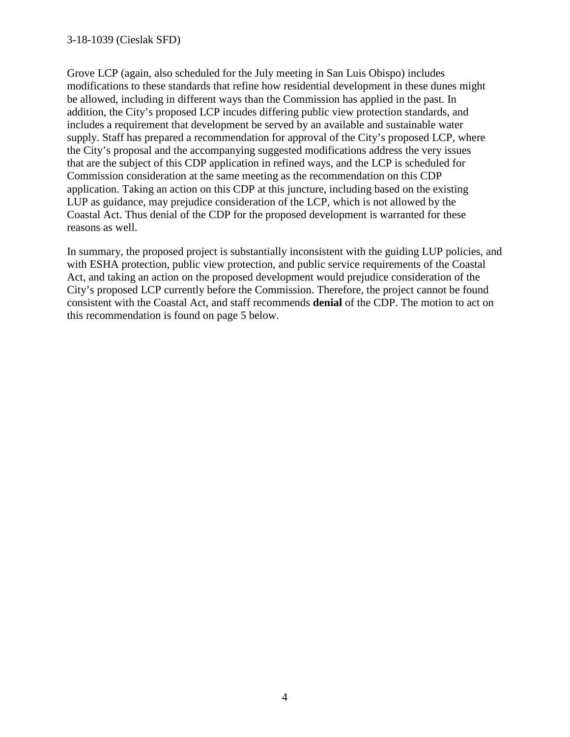Grove LCP (again, also scheduled for the July meeting in San Luis Obispo) includes modifications to these standards that refine how residential development in these dunes might be allowed, including in different ways than the Commission has applied in the past. In addition, the City's proposed LCP incudes differing public view protection standards, and includes a requirement that development be served by an available and sustainable water supply. Staff has prepared a recommendation for approval of the City's proposed LCP, where the City's proposal and the accompanying suggested modifications address the very issues that are the subject of this CDP application in refined ways, and the LCP is scheduled for Commission consideration at the same meeting as the recommendation on this CDP application. Taking an action on this CDP at this juncture, including based on the existing LUP as guidance, may prejudice consideration of the LCP, which is not allowed by the Coastal Act. Thus denial of the CDP for the proposed development is warranted for these reasons as well.

In summary, the proposed project is substantially inconsistent with the guiding LUP policies, and with ESHA protection, public view protection, and public service requirements of the Coastal Act, and taking an action on the proposed development would prejudice consideration of the City's proposed LCP currently before the Commission. Therefore, the project cannot be found consistent with the Coastal Act, and staff recommends **denial** of the CDP. The motion to act on this recommendation is found on page 5 below.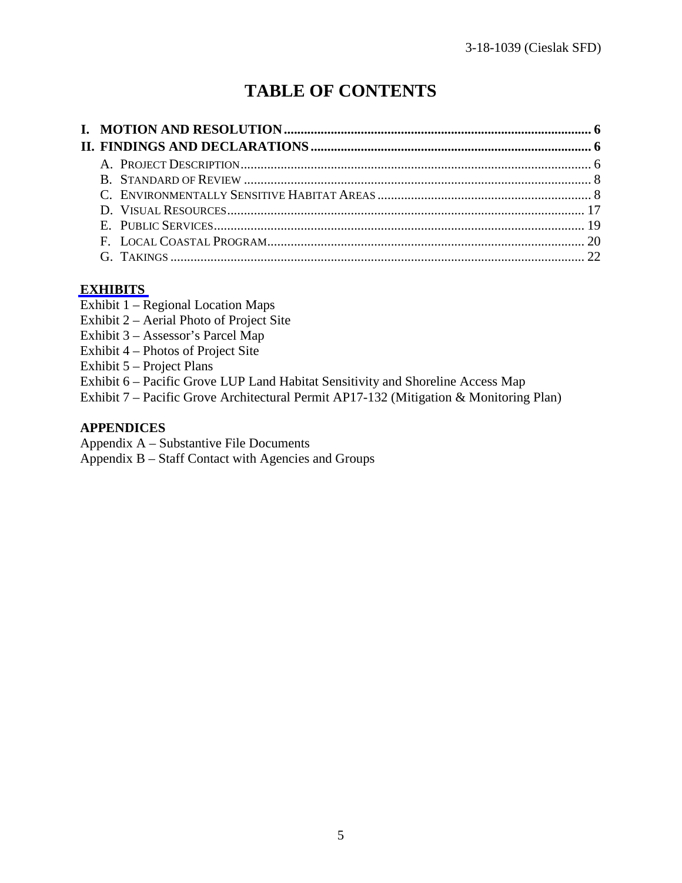# TABLE OF CONTENTS

**I. MOTION AND RESOLUTION** .......... **6**
**II. FINDINGS AND DECLARATIONS** .......... **6**
- A. PROJECT DESCRIPTION .......... 6
- B. STANDARD OF REVIEW .......... 8
- C. ENVIRONMENTALLY SENSITIVE HABITAT AREAS .......... 8
- D. VISUAL RESOURCES .......... 17
- E. PUBLIC SERVICES .......... 19
- F. LOCAL COASTAL PROGRAM .......... 20
- G. TAKINGS .......... 22

**EXHIBITS**

Exhibit 1 – Regional Location Maps
Exhibit 2 – Aerial Photo of Project Site
Exhibit 3 – Assessor's Parcel Map
Exhibit 4 – Photos of Project Site
Exhibit 5 – Project Plans
Exhibit 6 – Pacific Grove LUP Land Habitat Sensitivity and Shoreline Access Map
Exhibit 7 – Pacific Grove Architectural Permit AP17-132 (Mitigation & Monitoring Plan)

**APPENDICES**

Appendix A – Substantive File Documents
Appendix B – Staff Contact with Agencies and Groups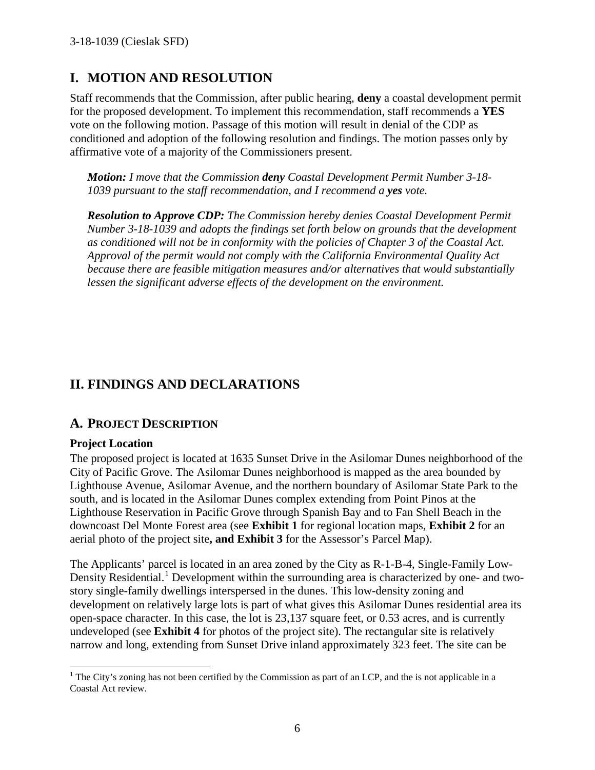# I. MOTION AND RESOLUTION

Staff recommends that the Commission, after public hearing, **deny** a coastal development permit for the proposed development. To implement this recommendation, staff recommends a **YES** vote on the following motion. Passage of this motion will result in denial of the CDP as conditioned and adoption of the following resolution and findings. The motion passes only by affirmative vote of a majority of the Commissioners present.

> ***Motion:*** *I move that the Commission* ***deny*** *Coastal Development Permit Number 3-18-1039 pursuant to the staff recommendation, and I recommend a* ***yes*** *vote.*
>
> ***Resolution to Approve CDP:*** *The Commission hereby denies Coastal Development Permit Number 3-18-1039 and adopts the findings set forth below on grounds that the development as conditioned will not be in conformity with the policies of Chapter 3 of the Coastal Act. Approval of the permit would not comply with the California Environmental Quality Act because there are feasible mitigation measures and/or alternatives that would substantially lessen the significant adverse effects of the development on the environment.*

# II. FINDINGS AND DECLARATIONS

## A. PROJECT DESCRIPTION

### Project Location

The proposed project is located at 1635 Sunset Drive in the Asilomar Dunes neighborhood of the City of Pacific Grove. The Asilomar Dunes neighborhood is mapped as the area bounded by Lighthouse Avenue, Asilomar Avenue, and the northern boundary of Asilomar State Park to the south, and is located in the Asilomar Dunes complex extending from Point Pinos at the Lighthouse Reservation in Pacific Grove through Spanish Bay and to Fan Shell Beach in the downcoast Del Monte Forest area (see **Exhibit 1** for regional location maps, **Exhibit 2** for an aerial photo of the project site**, and Exhibit 3** for the Assessor's Parcel Map).

The Applicants' parcel is located in an area zoned by the City as R-1-B-4, Single-Family Low-Density Residential.[1] Development within the surrounding area is characterized by one- and two-story single-family dwellings interspersed in the dunes. This low-density zoning and development on relatively large lots is part of what gives this Asilomar Dunes residential area its open-space character. In this case, the lot is 23,137 square feet, or 0.53 acres, and is currently undeveloped (see **Exhibit 4** for photos of the project site). The rectangular site is relatively narrow and long, extending from Sunset Drive inland approximately 323 feet. The site can be

[1] The City's zoning has not been certified by the Commission as part of an LCP, and the is not applicable in a Coastal Act review.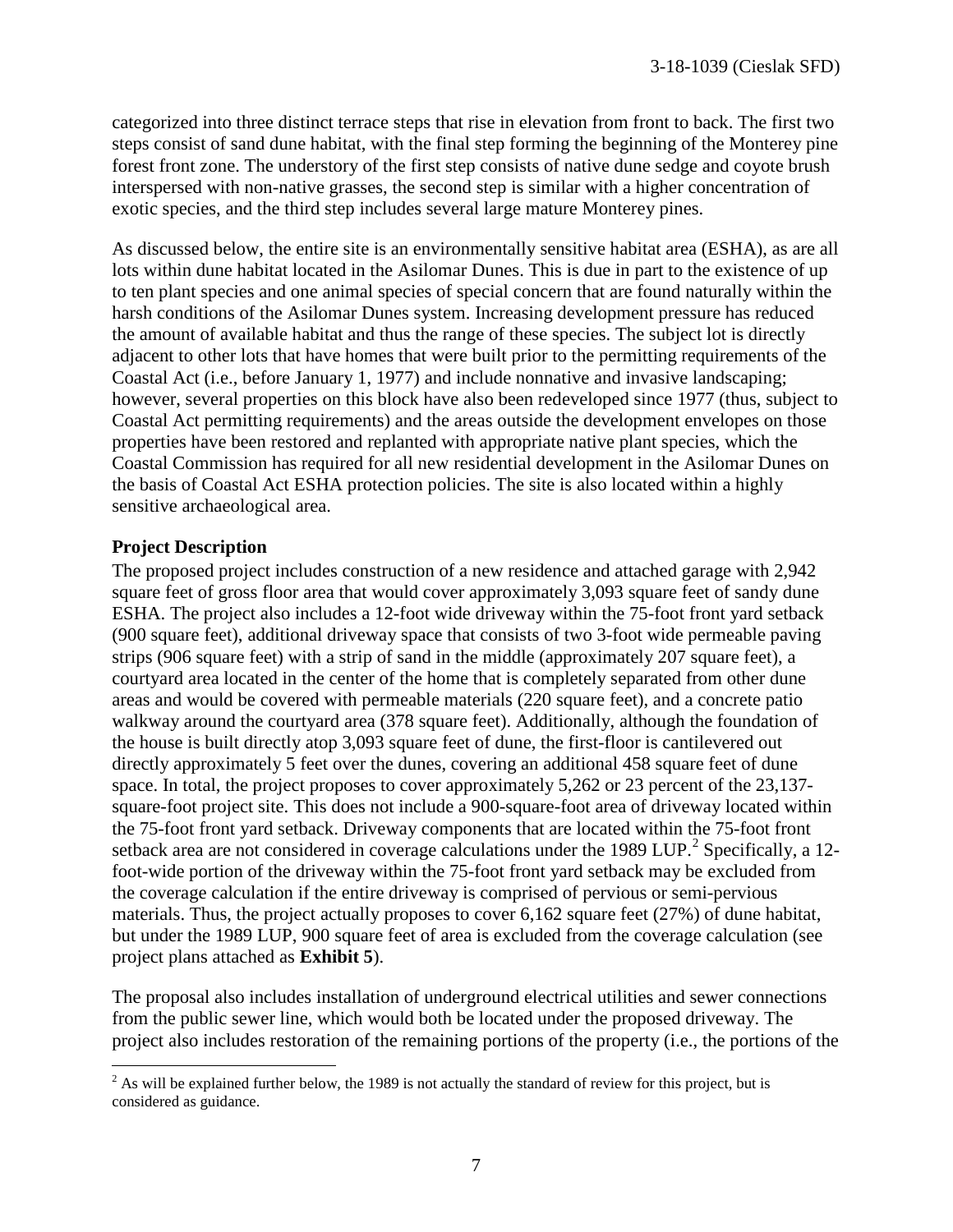categorized into three distinct terrace steps that rise in elevation from front to back. The first two steps consist of sand dune habitat, with the final step forming the beginning of the Monterey pine forest front zone. The understory of the first step consists of native dune sedge and coyote brush interspersed with non-native grasses, the second step is similar with a higher concentration of exotic species, and the third step includes several large mature Monterey pines.

As discussed below, the entire site is an environmentally sensitive habitat area (ESHA), as are all lots within dune habitat located in the Asilomar Dunes. This is due in part to the existence of up to ten plant species and one animal species of special concern that are found naturally within the harsh conditions of the Asilomar Dunes system. Increasing development pressure has reduced the amount of available habitat and thus the range of these species. The subject lot is directly adjacent to other lots that have homes that were built prior to the permitting requirements of the Coastal Act (i.e., before January 1, 1977) and include nonnative and invasive landscaping; however, several properties on this block have also been redeveloped since 1977 (thus, subject to Coastal Act permitting requirements) and the areas outside the development envelopes on those properties have been restored and replanted with appropriate native plant species, which the Coastal Commission has required for all new residential development in the Asilomar Dunes on the basis of Coastal Act ESHA protection policies. The site is also located within a highly sensitive archaeological area.

**Project Description**

The proposed project includes construction of a new residence and attached garage with 2,942 square feet of gross floor area that would cover approximately 3,093 square feet of sandy dune ESHA. The project also includes a 12-foot wide driveway within the 75-foot front yard setback (900 square feet), additional driveway space that consists of two 3-foot wide permeable paving strips (906 square feet) with a strip of sand in the middle (approximately 207 square feet), a courtyard area located in the center of the home that is completely separated from other dune areas and would be covered with permeable materials (220 square feet), and a concrete patio walkway around the courtyard area (378 square feet). Additionally, although the foundation of the house is built directly atop 3,093 square feet of dune, the first-floor is cantilevered out directly approximately 5 feet over the dunes, covering an additional 458 square feet of dune space. In total, the project proposes to cover approximately 5,262 or 23 percent of the 23,137-square-foot project site. This does not include a 900-square-foot area of driveway located within the 75-foot front yard setback. Driveway components that are located within the 75-foot front setback area are not considered in coverage calculations under the 1989 LUP.[2] Specifically, a 12-foot-wide portion of the driveway within the 75-foot front yard setback may be excluded from the coverage calculation if the entire driveway is comprised of pervious or semi-pervious materials. Thus, the project actually proposes to cover 6,162 square feet (27%) of dune habitat, but under the 1989 LUP, 900 square feet of area is excluded from the coverage calculation (see project plans attached as **Exhibit 5**).

The proposal also includes installation of underground electrical utilities and sewer connections from the public sewer line, which would both be located under the proposed driveway. The project also includes restoration of the remaining portions of the property (i.e., the portions of the

[2] As will be explained further below, the 1989 is not actually the standard of review for this project, but is considered as guidance.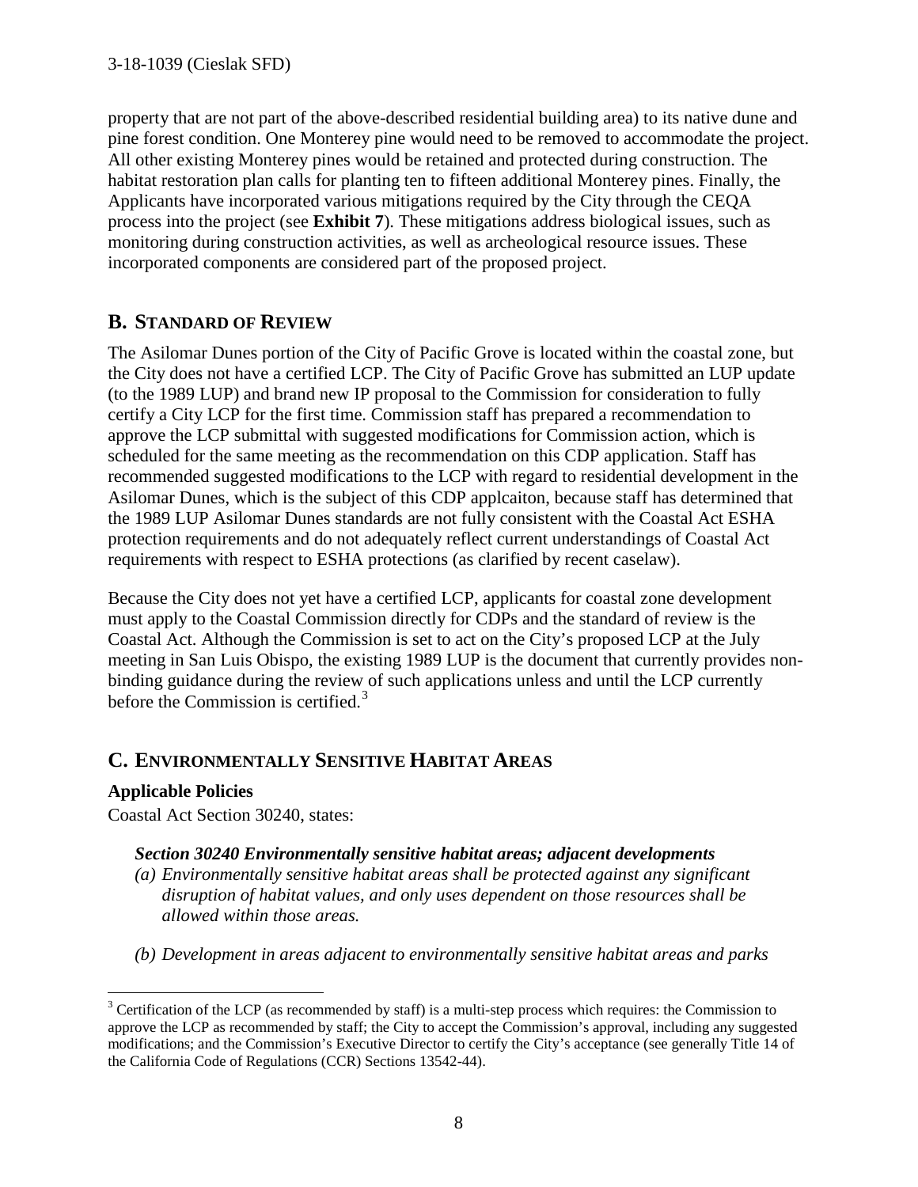property that are not part of the above-described residential building area) to its native dune and pine forest condition. One Monterey pine would need to be removed to accommodate the project. All other existing Monterey pines would be retained and protected during construction. The habitat restoration plan calls for planting ten to fifteen additional Monterey pines. Finally, the Applicants have incorporated various mitigations required by the City through the CEQA process into the project (see **Exhibit 7**). These mitigations address biological issues, such as monitoring during construction activities, as well as archeological resource issues. These incorporated components are considered part of the proposed project.

## B. STANDARD OF REVIEW

The Asilomar Dunes portion of the City of Pacific Grove is located within the coastal zone, but the City does not have a certified LCP. The City of Pacific Grove has submitted an LUP update (to the 1989 LUP) and brand new IP proposal to the Commission for consideration to fully certify a City LCP for the first time. Commission staff has prepared a recommendation to approve the LCP submittal with suggested modifications for Commission action, which is scheduled for the same meeting as the recommendation on this CDP application. Staff has recommended suggested modifications to the LCP with regard to residential development in the Asilomar Dunes, which is the subject of this CDP applcaiton, because staff has determined that the 1989 LUP Asilomar Dunes standards are not fully consistent with the Coastal Act ESHA protection requirements and do not adequately reflect current understandings of Coastal Act requirements with respect to ESHA protections (as clarified by recent caselaw).

Because the City does not yet have a certified LCP, applicants for coastal zone development must apply to the Coastal Commission directly for CDPs and the standard of review is the Coastal Act. Although the Commission is set to act on the City's proposed LCP at the July meeting in San Luis Obispo, the existing 1989 LUP is the document that currently provides non-binding guidance during the review of such applications unless and until the LCP currently before the Commission is certified.[3]

## C. ENVIRONMENTALLY SENSITIVE HABITAT AREAS

### Applicable Policies

Coastal Act Section 30240, states:

> ***Section 30240 Environmentally sensitive habitat areas; adjacent developments***
>
> *(a) Environmentally sensitive habitat areas shall be protected against any significant disruption of habitat values, and only uses dependent on those resources shall be allowed within those areas.*
>
> *(b) Development in areas adjacent to environmentally sensitive habitat areas and parks*

---

[3] Certification of the LCP (as recommended by staff) is a multi-step process which requires: the Commission to approve the LCP as recommended by staff; the City to accept the Commission's approval, including any suggested modifications; and the Commission's Executive Director to certify the City's acceptance (see generally Title 14 of the California Code of Regulations (CCR) Sections 13542-44).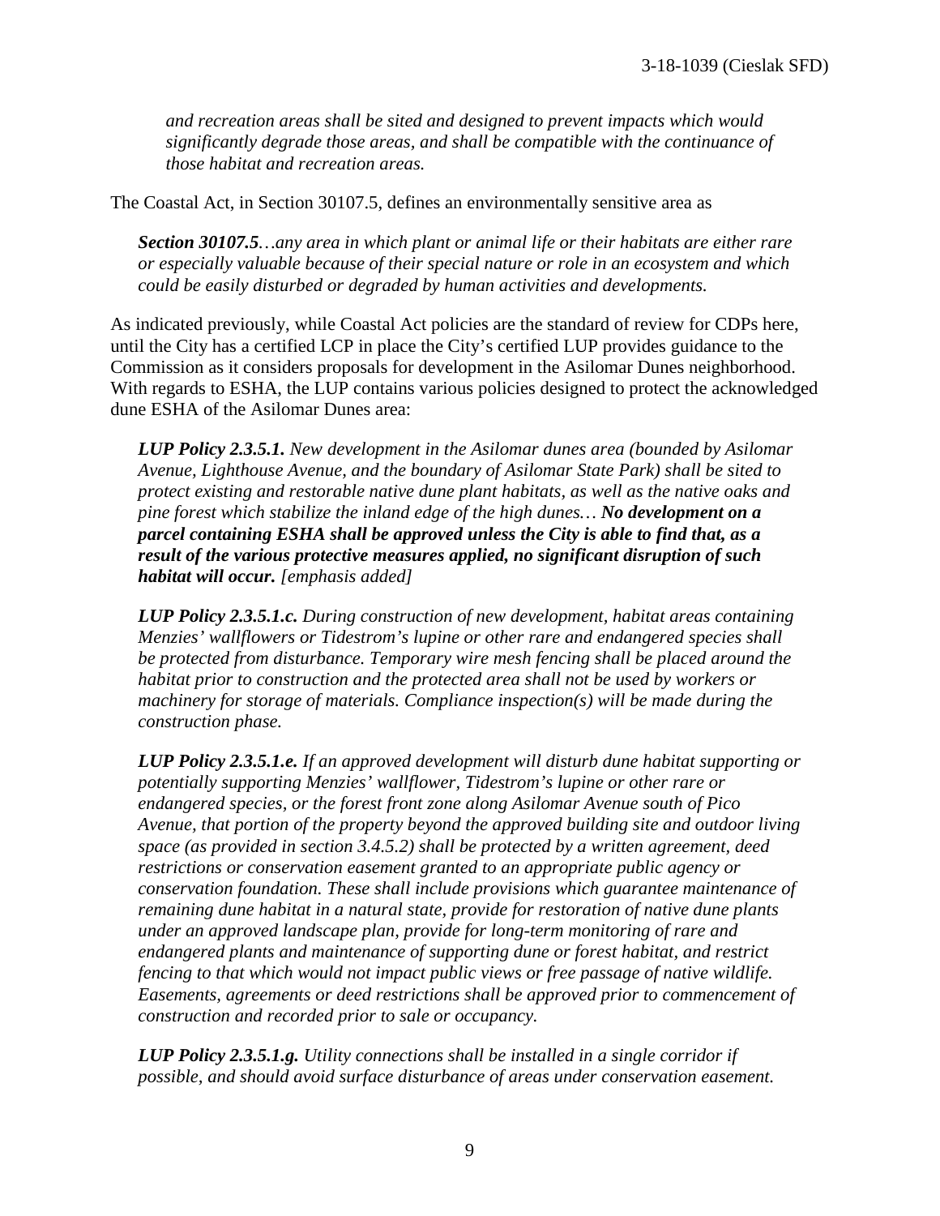*and recreation areas shall be sited and designed to prevent impacts which would significantly degrade those areas, and shall be compatible with the continuance of those habitat and recreation areas.*

The Coastal Act, in Section 30107.5, defines an environmentally sensitive area as

> ***Section 30107.5****…any area in which plant or animal life or their habitats are either rare or especially valuable because of their special nature or role in an ecosystem and which could be easily disturbed or degraded by human activities and developments.*

As indicated previously, while Coastal Act policies are the standard of review for CDPs here, until the City has a certified LCP in place the City's certified LUP provides guidance to the Commission as it considers proposals for development in the Asilomar Dunes neighborhood. With regards to ESHA, the LUP contains various policies designed to protect the acknowledged dune ESHA of the Asilomar Dunes area:

> ***LUP Policy 2.3.5.1.*** *New development in the Asilomar dunes area (bounded by Asilomar Avenue, Lighthouse Avenue, and the boundary of Asilomar State Park) shall be sited to protect existing and restorable native dune plant habitats, as well as the native oaks and pine forest which stabilize the inland edge of the high dunes…* ***No development on a parcel containing ESHA shall be approved unless the City is able to find that, as a result of the various protective measures applied, no significant disruption of such habitat will occur.*** *[emphasis added]*

> ***LUP Policy 2.3.5.1.c.*** *During construction of new development, habitat areas containing Menzies' wallflowers or Tidestrom's lupine or other rare and endangered species shall be protected from disturbance. Temporary wire mesh fencing shall be placed around the habitat prior to construction and the protected area shall not be used by workers or machinery for storage of materials. Compliance inspection(s) will be made during the construction phase.*

> ***LUP Policy 2.3.5.1.e.*** *If an approved development will disturb dune habitat supporting or potentially supporting Menzies' wallflower, Tidestrom's lupine or other rare or endangered species, or the forest front zone along Asilomar Avenue south of Pico Avenue, that portion of the property beyond the approved building site and outdoor living space (as provided in section 3.4.5.2) shall be protected by a written agreement, deed restrictions or conservation easement granted to an appropriate public agency or conservation foundation. These shall include provisions which guarantee maintenance of remaining dune habitat in a natural state, provide for restoration of native dune plants under an approved landscape plan, provide for long-term monitoring of rare and endangered plants and maintenance of supporting dune or forest habitat, and restrict fencing to that which would not impact public views or free passage of native wildlife. Easements, agreements or deed restrictions shall be approved prior to commencement of construction and recorded prior to sale or occupancy.*

> ***LUP Policy 2.3.5.1.g.*** *Utility connections shall be installed in a single corridor if possible, and should avoid surface disturbance of areas under conservation easement.*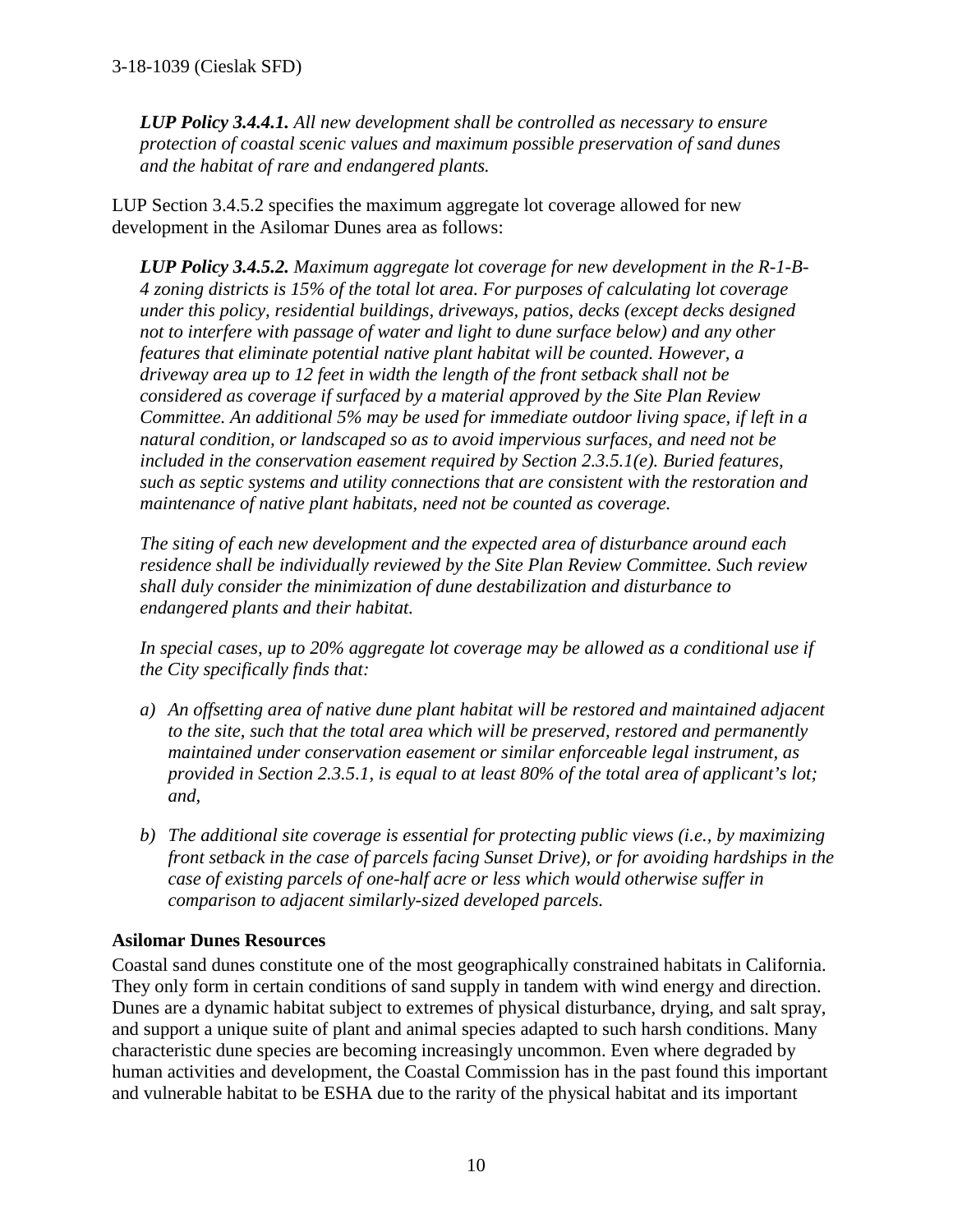***LUP Policy 3.4.4.1.*** *All new development shall be controlled as necessary to ensure protection of coastal scenic values and maximum possible preservation of sand dunes and the habitat of rare and endangered plants.*

LUP Section 3.4.5.2 specifies the maximum aggregate lot coverage allowed for new development in the Asilomar Dunes area as follows:

***LUP Policy 3.4.5.2.*** *Maximum aggregate lot coverage for new development in the R-1-B-4 zoning districts is 15% of the total lot area. For purposes of calculating lot coverage under this policy, residential buildings, driveways, patios, decks (except decks designed not to interfere with passage of water and light to dune surface below) and any other features that eliminate potential native plant habitat will be counted. However, a driveway area up to 12 feet in width the length of the front setback shall not be considered as coverage if surfaced by a material approved by the Site Plan Review Committee. An additional 5% may be used for immediate outdoor living space, if left in a natural condition, or landscaped so as to avoid impervious surfaces, and need not be included in the conservation easement required by Section 2.3.5.1(e). Buried features, such as septic systems and utility connections that are consistent with the restoration and maintenance of native plant habitats, need not be counted as coverage.*

*The siting of each new development and the expected area of disturbance around each residence shall be individually reviewed by the Site Plan Review Committee. Such review shall duly consider the minimization of dune destabilization and disturbance to endangered plants and their habitat.*

*In special cases, up to 20% aggregate lot coverage may be allowed as a conditional use if the City specifically finds that:*

*a) An offsetting area of native dune plant habitat will be restored and maintained adjacent to the site, such that the total area which will be preserved, restored and permanently maintained under conservation easement or similar enforceable legal instrument, as provided in Section 2.3.5.1, is equal to at least 80% of the total area of applicant's lot; and,*

*b) The additional site coverage is essential for protecting public views (i.e., by maximizing front setback in the case of parcels facing Sunset Drive), or for avoiding hardships in the case of existing parcels of one-half acre or less which would otherwise suffer in comparison to adjacent similarly-sized developed parcels.*

**Asilomar Dunes Resources**

Coastal sand dunes constitute one of the most geographically constrained habitats in California. They only form in certain conditions of sand supply in tandem with wind energy and direction. Dunes are a dynamic habitat subject to extremes of physical disturbance, drying, and salt spray, and support a unique suite of plant and animal species adapted to such harsh conditions. Many characteristic dune species are becoming increasingly uncommon. Even where degraded by human activities and development, the Coastal Commission has in the past found this important and vulnerable habitat to be ESHA due to the rarity of the physical habitat and its important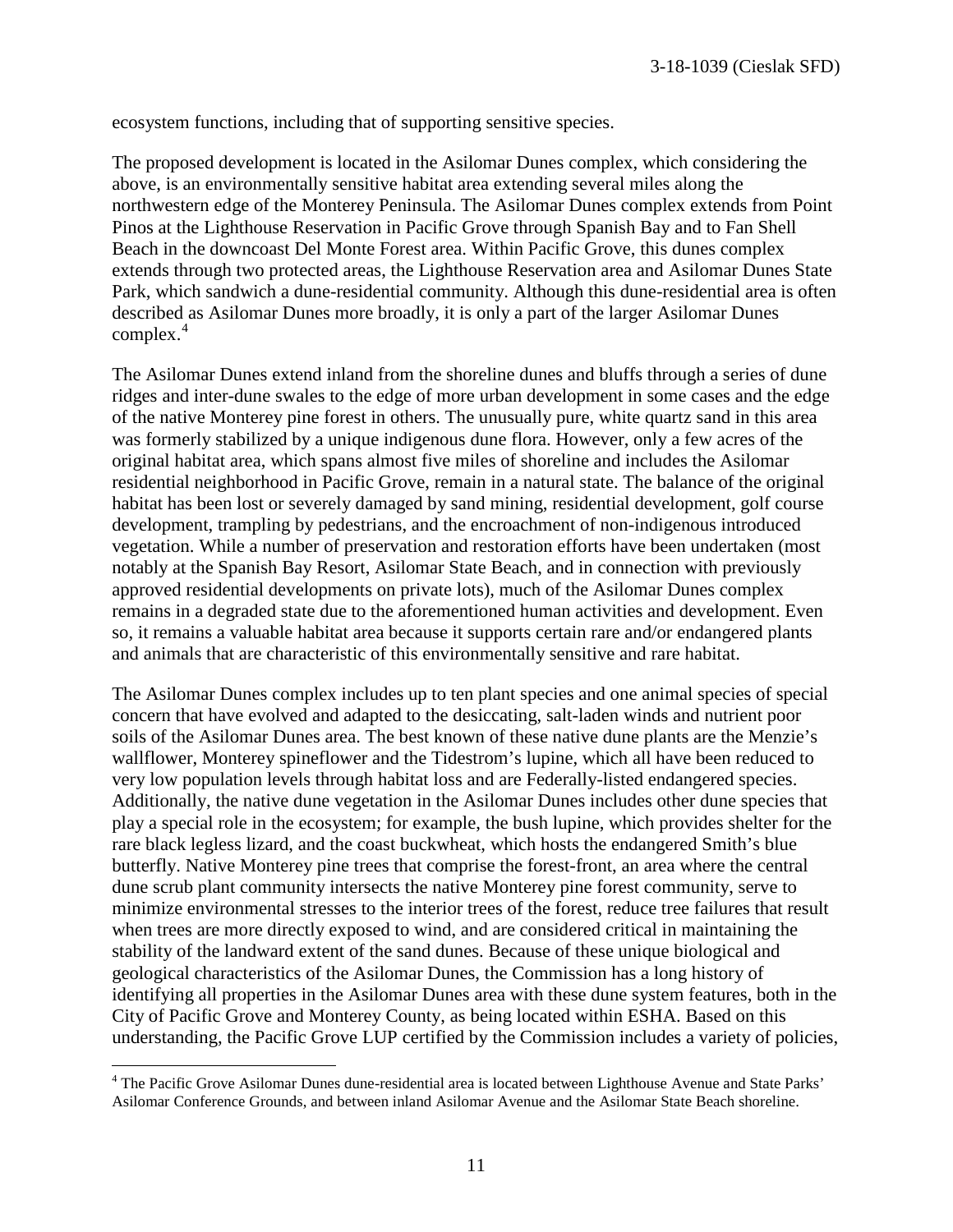ecosystem functions, including that of supporting sensitive species.

The proposed development is located in the Asilomar Dunes complex, which considering the above, is an environmentally sensitive habitat area extending several miles along the northwestern edge of the Monterey Peninsula. The Asilomar Dunes complex extends from Point Pinos at the Lighthouse Reservation in Pacific Grove through Spanish Bay and to Fan Shell Beach in the downcoast Del Monte Forest area. Within Pacific Grove, this dunes complex extends through two protected areas, the Lighthouse Reservation area and Asilomar Dunes State Park, which sandwich a dune-residential community. Although this dune-residential area is often described as Asilomar Dunes more broadly, it is only a part of the larger Asilomar Dunes complex.[4]

The Asilomar Dunes extend inland from the shoreline dunes and bluffs through a series of dune ridges and inter-dune swales to the edge of more urban development in some cases and the edge of the native Monterey pine forest in others. The unusually pure, white quartz sand in this area was formerly stabilized by a unique indigenous dune flora. However, only a few acres of the original habitat area, which spans almost five miles of shoreline and includes the Asilomar residential neighborhood in Pacific Grove, remain in a natural state. The balance of the original habitat has been lost or severely damaged by sand mining, residential development, golf course development, trampling by pedestrians, and the encroachment of non-indigenous introduced vegetation. While a number of preservation and restoration efforts have been undertaken (most notably at the Spanish Bay Resort, Asilomar State Beach, and in connection with previously approved residential developments on private lots), much of the Asilomar Dunes complex remains in a degraded state due to the aforementioned human activities and development. Even so, it remains a valuable habitat area because it supports certain rare and/or endangered plants and animals that are characteristic of this environmentally sensitive and rare habitat.

The Asilomar Dunes complex includes up to ten plant species and one animal species of special concern that have evolved and adapted to the desiccating, salt-laden winds and nutrient poor soils of the Asilomar Dunes area. The best known of these native dune plants are the Menzie's wallflower, Monterey spineflower and the Tidestrom's lupine, which all have been reduced to very low population levels through habitat loss and are Federally-listed endangered species. Additionally, the native dune vegetation in the Asilomar Dunes includes other dune species that play a special role in the ecosystem; for example, the bush lupine, which provides shelter for the rare black legless lizard, and the coast buckwheat, which hosts the endangered Smith's blue butterfly. Native Monterey pine trees that comprise the forest-front, an area where the central dune scrub plant community intersects the native Monterey pine forest community, serve to minimize environmental stresses to the interior trees of the forest, reduce tree failures that result when trees are more directly exposed to wind, and are considered critical in maintaining the stability of the landward extent of the sand dunes. Because of these unique biological and geological characteristics of the Asilomar Dunes, the Commission has a long history of identifying all properties in the Asilomar Dunes area with these dune system features, both in the City of Pacific Grove and Monterey County, as being located within ESHA. Based on this understanding, the Pacific Grove LUP certified by the Commission includes a variety of policies,

[4] The Pacific Grove Asilomar Dunes dune-residential area is located between Lighthouse Avenue and State Parks' Asilomar Conference Grounds, and between inland Asilomar Avenue and the Asilomar State Beach shoreline.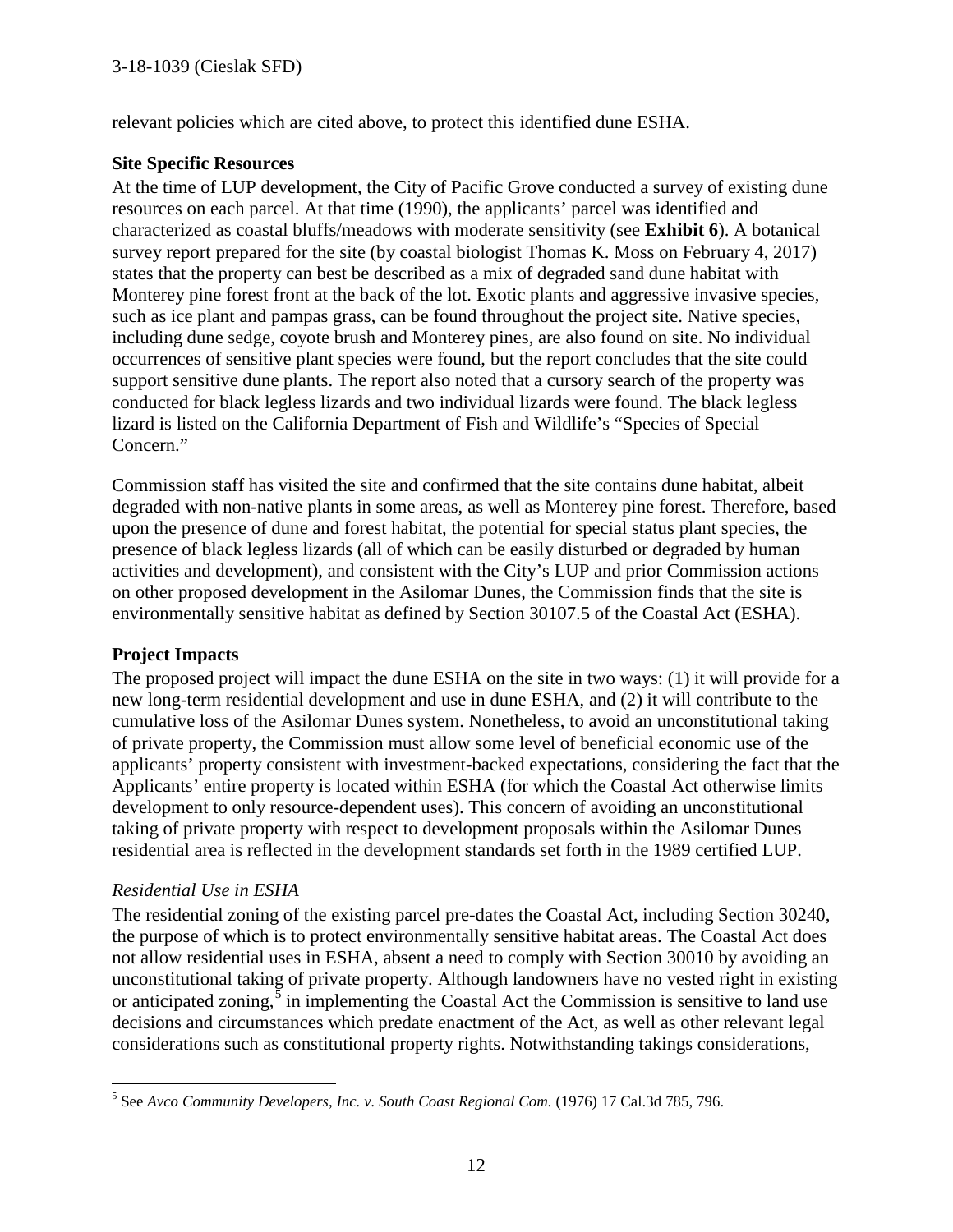relevant policies which are cited above, to protect this identified dune ESHA.

### Site Specific Resources

At the time of LUP development, the City of Pacific Grove conducted a survey of existing dune resources on each parcel. At that time (1990), the applicants' parcel was identified and characterized as coastal bluffs/meadows with moderate sensitivity (see **Exhibit 6**). A botanical survey report prepared for the site (by coastal biologist Thomas K. Moss on February 4, 2017) states that the property can best be described as a mix of degraded sand dune habitat with Monterey pine forest front at the back of the lot. Exotic plants and aggressive invasive species, such as ice plant and pampas grass, can be found throughout the project site. Native species, including dune sedge, coyote brush and Monterey pines, are also found on site. No individual occurrences of sensitive plant species were found, but the report concludes that the site could support sensitive dune plants. The report also noted that a cursory search of the property was conducted for black legless lizards and two individual lizards were found. The black legless lizard is listed on the California Department of Fish and Wildlife's "Species of Special Concern."

Commission staff has visited the site and confirmed that the site contains dune habitat, albeit degraded with non-native plants in some areas, as well as Monterey pine forest. Therefore, based upon the presence of dune and forest habitat, the potential for special status plant species, the presence of black legless lizards (all of which can be easily disturbed or degraded by human activities and development), and consistent with the City's LUP and prior Commission actions on other proposed development in the Asilomar Dunes, the Commission finds that the site is environmentally sensitive habitat as defined by Section 30107.5 of the Coastal Act (ESHA).

### Project Impacts

The proposed project will impact the dune ESHA on the site in two ways: (1) it will provide for a new long-term residential development and use in dune ESHA, and (2) it will contribute to the cumulative loss of the Asilomar Dunes system. Nonetheless, to avoid an unconstitutional taking of private property, the Commission must allow some level of beneficial economic use of the applicants' property consistent with investment-backed expectations, considering the fact that the Applicants' entire property is located within ESHA (for which the Coastal Act otherwise limits development to only resource-dependent uses). This concern of avoiding an unconstitutional taking of private property with respect to development proposals within the Asilomar Dunes residential area is reflected in the development standards set forth in the 1989 certified LUP.

#### *Residential Use in ESHA*

The residential zoning of the existing parcel pre-dates the Coastal Act, including Section 30240, the purpose of which is to protect environmentally sensitive habitat areas. The Coastal Act does not allow residential uses in ESHA, absent a need to comply with Section 30010 by avoiding an unconstitutional taking of private property. Although landowners have no vested right in existing or anticipated zoning,[5] in implementing the Coastal Act the Commission is sensitive to land use decisions and circumstances which predate enactment of the Act, as well as other relevant legal considerations such as constitutional property rights. Notwithstanding takings considerations,

---

[5] See *Avco Community Developers, Inc. v. South Coast Regional Com.* (1976) 17 Cal.3d 785, 796.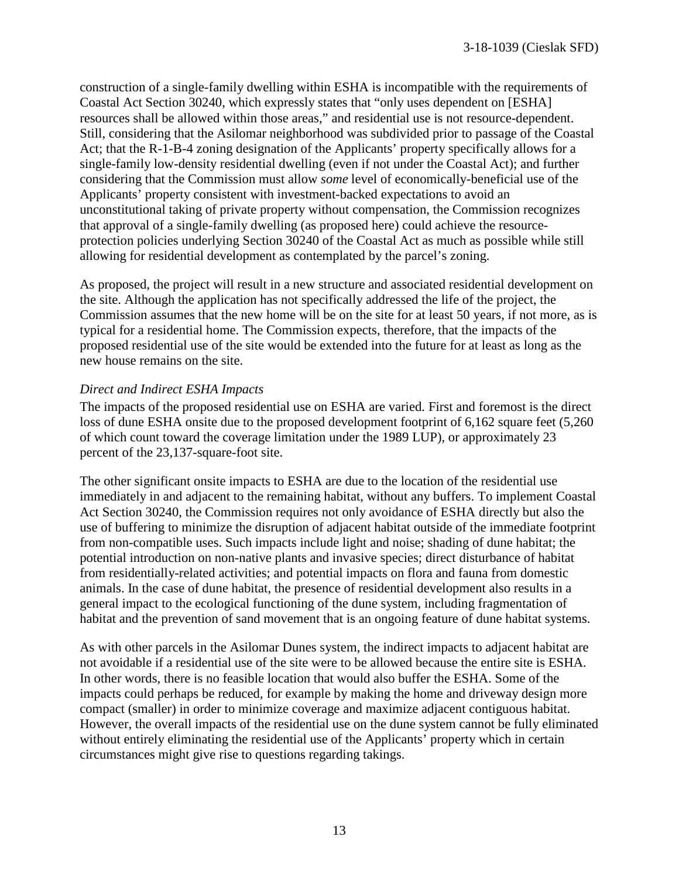construction of a single-family dwelling within ESHA is incompatible with the requirements of Coastal Act Section 30240, which expressly states that "only uses dependent on [ESHA] resources shall be allowed within those areas," and residential use is not resource-dependent. Still, considering that the Asilomar neighborhood was subdivided prior to passage of the Coastal Act; that the R-1-B-4 zoning designation of the Applicants' property specifically allows for a single-family low-density residential dwelling (even if not under the Coastal Act); and further considering that the Commission must allow *some* level of economically-beneficial use of the Applicants' property consistent with investment-backed expectations to avoid an unconstitutional taking of private property without compensation, the Commission recognizes that approval of a single-family dwelling (as proposed here) could achieve the resource-protection policies underlying Section 30240 of the Coastal Act as much as possible while still allowing for residential development as contemplated by the parcel's zoning.

As proposed, the project will result in a new structure and associated residential development on the site. Although the application has not specifically addressed the life of the project, the Commission assumes that the new home will be on the site for at least 50 years, if not more, as is typical for a residential home. The Commission expects, therefore, that the impacts of the proposed residential use of the site would be extended into the future for at least as long as the new house remains on the site.

*Direct and Indirect ESHA Impacts*

The impacts of the proposed residential use on ESHA are varied. First and foremost is the direct loss of dune ESHA onsite due to the proposed development footprint of 6,162 square feet (5,260 of which count toward the coverage limitation under the 1989 LUP), or approximately 23 percent of the 23,137-square-foot site.

The other significant onsite impacts to ESHA are due to the location of the residential use immediately in and adjacent to the remaining habitat, without any buffers. To implement Coastal Act Section 30240, the Commission requires not only avoidance of ESHA directly but also the use of buffering to minimize the disruption of adjacent habitat outside of the immediate footprint from non-compatible uses. Such impacts include light and noise; shading of dune habitat; the potential introduction on non-native plants and invasive species; direct disturbance of habitat from residentially-related activities; and potential impacts on flora and fauna from domestic animals. In the case of dune habitat, the presence of residential development also results in a general impact to the ecological functioning of the dune system, including fragmentation of habitat and the prevention of sand movement that is an ongoing feature of dune habitat systems.

As with other parcels in the Asilomar Dunes system, the indirect impacts to adjacent habitat are not avoidable if a residential use of the site were to be allowed because the entire site is ESHA. In other words, there is no feasible location that would also buffer the ESHA. Some of the impacts could perhaps be reduced, for example by making the home and driveway design more compact (smaller) in order to minimize coverage and maximize adjacent contiguous habitat. However, the overall impacts of the residential use on the dune system cannot be fully eliminated without entirely eliminating the residential use of the Applicants' property which in certain circumstances might give rise to questions regarding takings.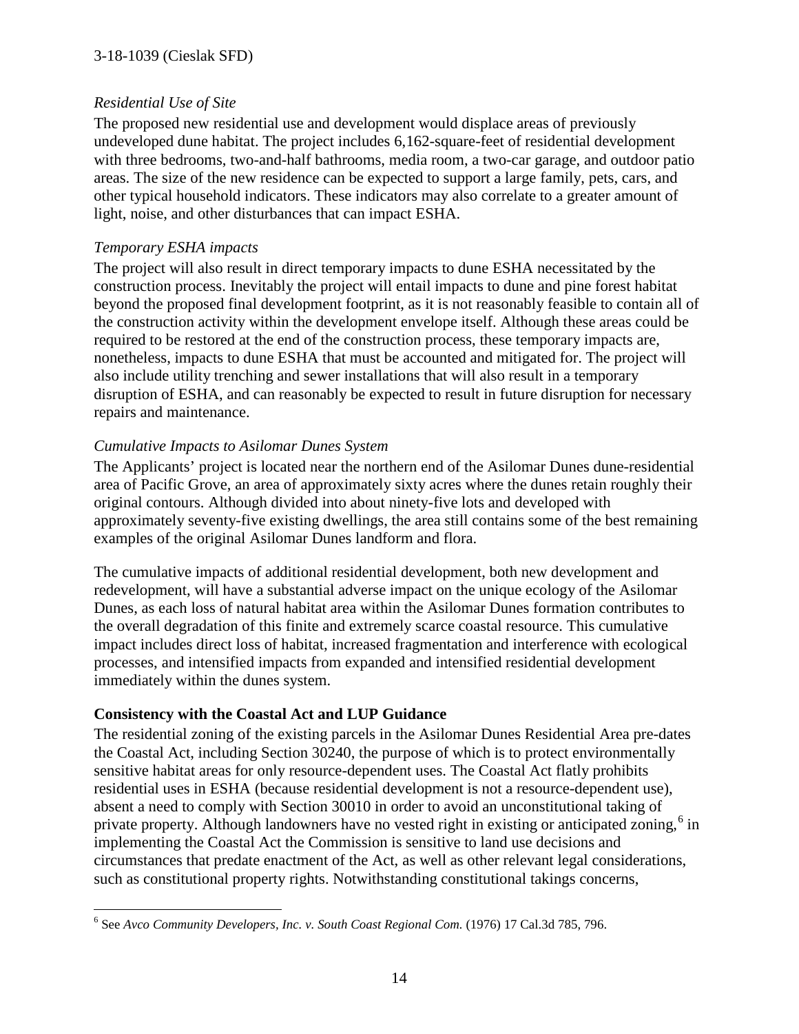*Residential Use of Site*

The proposed new residential use and development would displace areas of previously undeveloped dune habitat. The project includes 6,162-square-feet of residential development with three bedrooms, two-and-half bathrooms, media room, a two-car garage, and outdoor patio areas. The size of the new residence can be expected to support a large family, pets, cars, and other typical household indicators. These indicators may also correlate to a greater amount of light, noise, and other disturbances that can impact ESHA.

*Temporary ESHA impacts*

The project will also result in direct temporary impacts to dune ESHA necessitated by the construction process. Inevitably the project will entail impacts to dune and pine forest habitat beyond the proposed final development footprint, as it is not reasonably feasible to contain all of the construction activity within the development envelope itself. Although these areas could be required to be restored at the end of the construction process, these temporary impacts are, nonetheless, impacts to dune ESHA that must be accounted and mitigated for. The project will also include utility trenching and sewer installations that will also result in a temporary disruption of ESHA, and can reasonably be expected to result in future disruption for necessary repairs and maintenance.

*Cumulative Impacts to Asilomar Dunes System*

The Applicants' project is located near the northern end of the Asilomar Dunes dune-residential area of Pacific Grove, an area of approximately sixty acres where the dunes retain roughly their original contours. Although divided into about ninety-five lots and developed with approximately seventy-five existing dwellings, the area still contains some of the best remaining examples of the original Asilomar Dunes landform and flora.

The cumulative impacts of additional residential development, both new development and redevelopment, will have a substantial adverse impact on the unique ecology of the Asilomar Dunes, as each loss of natural habitat area within the Asilomar Dunes formation contributes to the overall degradation of this finite and extremely scarce coastal resource. This cumulative impact includes direct loss of habitat, increased fragmentation and interference with ecological processes, and intensified impacts from expanded and intensified residential development immediately within the dunes system.

**Consistency with the Coastal Act and LUP Guidance**

The residential zoning of the existing parcels in the Asilomar Dunes Residential Area pre-dates the Coastal Act, including Section 30240, the purpose of which is to protect environmentally sensitive habitat areas for only resource-dependent uses. The Coastal Act flatly prohibits residential uses in ESHA (because residential development is not a resource-dependent use), absent a need to comply with Section 30010 in order to avoid an unconstitutional taking of private property. Although landowners have no vested right in existing or anticipated zoning,[6] in implementing the Coastal Act the Commission is sensitive to land use decisions and circumstances that predate enactment of the Act, as well as other relevant legal considerations, such as constitutional property rights. Notwithstanding constitutional takings concerns,

[6] See *Avco Community Developers, Inc. v. South Coast Regional Com.* (1976) 17 Cal.3d 785, 796.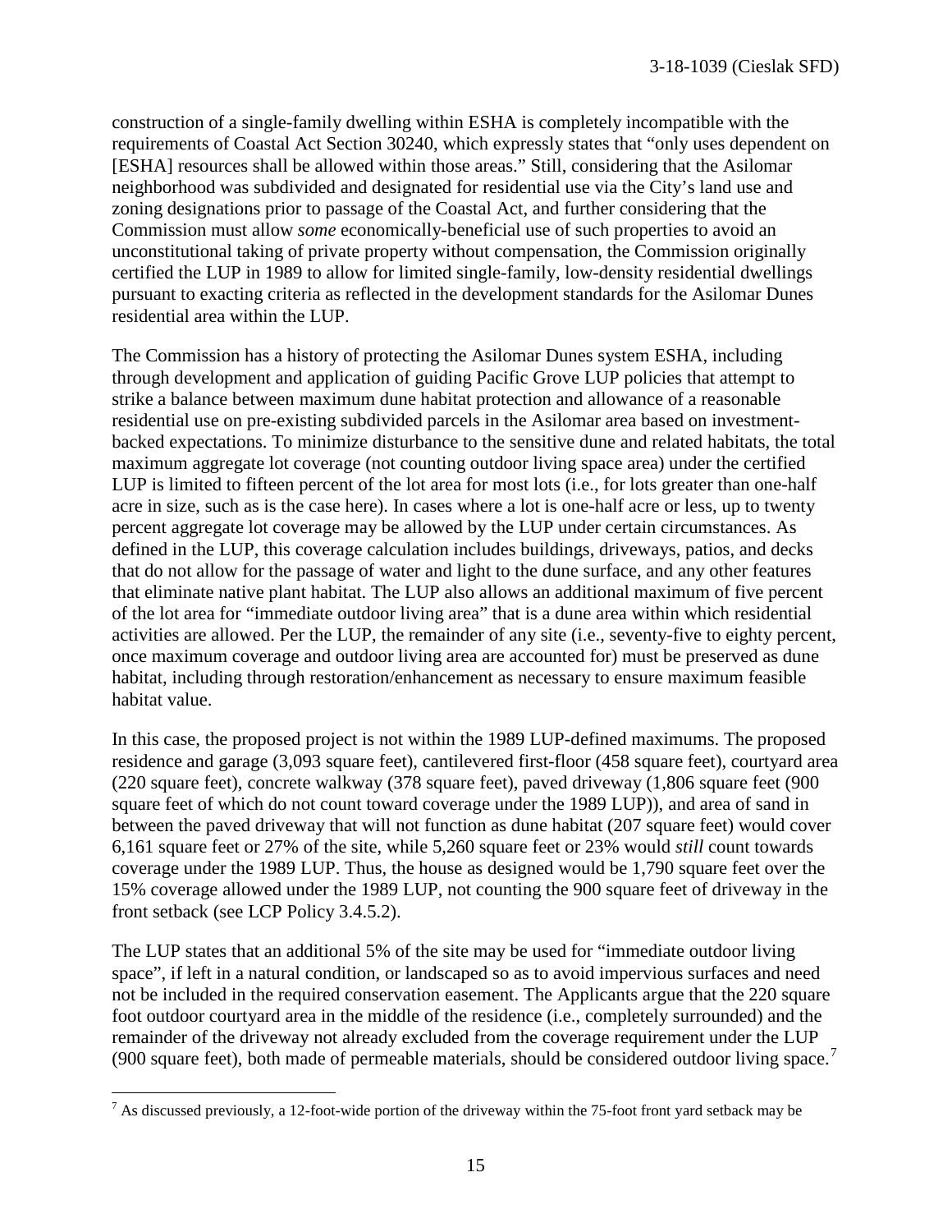construction of a single-family dwelling within ESHA is completely incompatible with the requirements of Coastal Act Section 30240, which expressly states that "only uses dependent on [ESHA] resources shall be allowed within those areas." Still, considering that the Asilomar neighborhood was subdivided and designated for residential use via the City's land use and zoning designations prior to passage of the Coastal Act, and further considering that the Commission must allow *some* economically-beneficial use of such properties to avoid an unconstitutional taking of private property without compensation, the Commission originally certified the LUP in 1989 to allow for limited single-family, low-density residential dwellings pursuant to exacting criteria as reflected in the development standards for the Asilomar Dunes residential area within the LUP.

The Commission has a history of protecting the Asilomar Dunes system ESHA, including through development and application of guiding Pacific Grove LUP policies that attempt to strike a balance between maximum dune habitat protection and allowance of a reasonable residential use on pre-existing subdivided parcels in the Asilomar area based on investment-backed expectations. To minimize disturbance to the sensitive dune and related habitats, the total maximum aggregate lot coverage (not counting outdoor living space area) under the certified LUP is limited to fifteen percent of the lot area for most lots (i.e., for lots greater than one-half acre in size, such as is the case here). In cases where a lot is one-half acre or less, up to twenty percent aggregate lot coverage may be allowed by the LUP under certain circumstances. As defined in the LUP, this coverage calculation includes buildings, driveways, patios, and decks that do not allow for the passage of water and light to the dune surface, and any other features that eliminate native plant habitat. The LUP also allows an additional maximum of five percent of the lot area for "immediate outdoor living area" that is a dune area within which residential activities are allowed. Per the LUP, the remainder of any site (i.e., seventy-five to eighty percent, once maximum coverage and outdoor living area are accounted for) must be preserved as dune habitat, including through restoration/enhancement as necessary to ensure maximum feasible habitat value.

In this case, the proposed project is not within the 1989 LUP-defined maximums. The proposed residence and garage (3,093 square feet), cantilevered first-floor (458 square feet), courtyard area (220 square feet), concrete walkway (378 square feet), paved driveway (1,806 square feet (900 square feet of which do not count toward coverage under the 1989 LUP)), and area of sand in between the paved driveway that will not function as dune habitat (207 square feet) would cover 6,161 square feet or 27% of the site, while 5,260 square feet or 23% would *still* count towards coverage under the 1989 LUP. Thus, the house as designed would be 1,790 square feet over the 15% coverage allowed under the 1989 LUP, not counting the 900 square feet of driveway in the front setback (see LCP Policy 3.4.5.2).

The LUP states that an additional 5% of the site may be used for "immediate outdoor living space", if left in a natural condition, or landscaped so as to avoid impervious surfaces and need not be included in the required conservation easement. The Applicants argue that the 220 square foot outdoor courtyard area in the middle of the residence (i.e., completely surrounded) and the remainder of the driveway not already excluded from the coverage requirement under the LUP (900 square feet), both made of permeable materials, should be considered outdoor living space.[7]

[7] As discussed previously, a 12-foot-wide portion of the driveway within the 75-foot front yard setback may be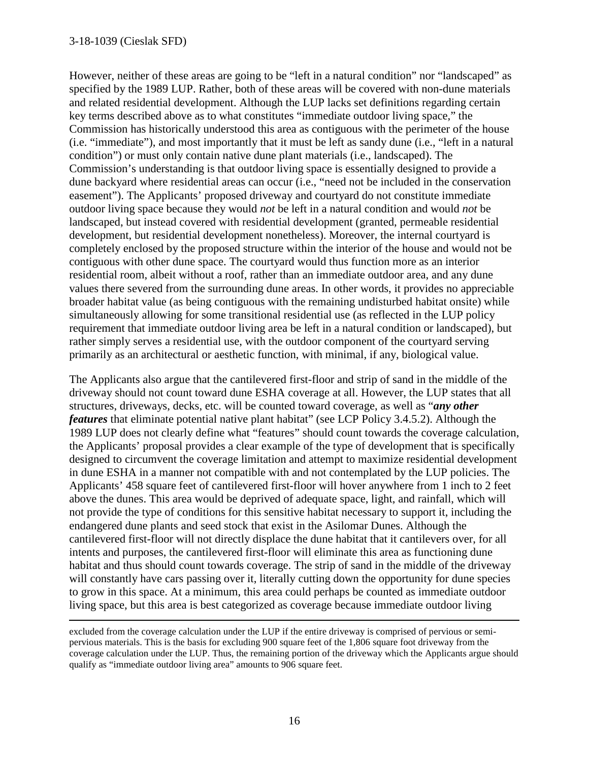However, neither of these areas are going to be "left in a natural condition" nor "landscaped" as specified by the 1989 LUP. Rather, both of these areas will be covered with non-dune materials and related residential development. Although the LUP lacks set definitions regarding certain key terms described above as to what constitutes "immediate outdoor living space," the Commission has historically understood this area as contiguous with the perimeter of the house (i.e. "immediate"), and most importantly that it must be left as sandy dune (i.e., "left in a natural condition") or must only contain native dune plant materials (i.e., landscaped). The Commission's understanding is that outdoor living space is essentially designed to provide a dune backyard where residential areas can occur (i.e., "need not be included in the conservation easement"). The Applicants' proposed driveway and courtyard do not constitute immediate outdoor living space because they would *not* be left in a natural condition and would *not* be landscaped, but instead covered with residential development (granted, permeable residential development, but residential development nonetheless). Moreover, the internal courtyard is completely enclosed by the proposed structure within the interior of the house and would not be contiguous with other dune space. The courtyard would thus function more as an interior residential room, albeit without a roof, rather than an immediate outdoor area, and any dune values there severed from the surrounding dune areas. In other words, it provides no appreciable broader habitat value (as being contiguous with the remaining undisturbed habitat onsite) while simultaneously allowing for some transitional residential use (as reflected in the LUP policy requirement that immediate outdoor living area be left in a natural condition or landscaped), but rather simply serves a residential use, with the outdoor component of the courtyard serving primarily as an architectural or aesthetic function, with minimal, if any, biological value.

The Applicants also argue that the cantilevered first-floor and strip of sand in the middle of the driveway should not count toward dune ESHA coverage at all. However, the LUP states that all structures, driveways, decks, etc. will be counted toward coverage, as well as "***any other features*** that eliminate potential native plant habitat" (see LCP Policy 3.4.5.2). Although the 1989 LUP does not clearly define what "features" should count towards the coverage calculation, the Applicants' proposal provides a clear example of the type of development that is specifically designed to circumvent the coverage limitation and attempt to maximize residential development in dune ESHA in a manner not compatible with and not contemplated by the LUP policies. The Applicants' 458 square feet of cantilevered first-floor will hover anywhere from 1 inch to 2 feet above the dunes. This area would be deprived of adequate space, light, and rainfall, which will not provide the type of conditions for this sensitive habitat necessary to support it, including the endangered dune plants and seed stock that exist in the Asilomar Dunes. Although the cantilevered first-floor will not directly displace the dune habitat that it cantilevers over, for all intents and purposes, the cantilevered first-floor will eliminate this area as functioning dune habitat and thus should count towards coverage. The strip of sand in the middle of the driveway will constantly have cars passing over it, literally cutting down the opportunity for dune species to grow in this space. At a minimum, this area could perhaps be counted as immediate outdoor living space, but this area is best categorized as coverage because immediate outdoor living

excluded from the coverage calculation under the LUP if the entire driveway is comprised of pervious or semi-pervious materials. This is the basis for excluding 900 square feet of the 1,806 square foot driveway from the coverage calculation under the LUP. Thus, the remaining portion of the driveway which the Applicants argue should qualify as "immediate outdoor living area" amounts to 906 square feet.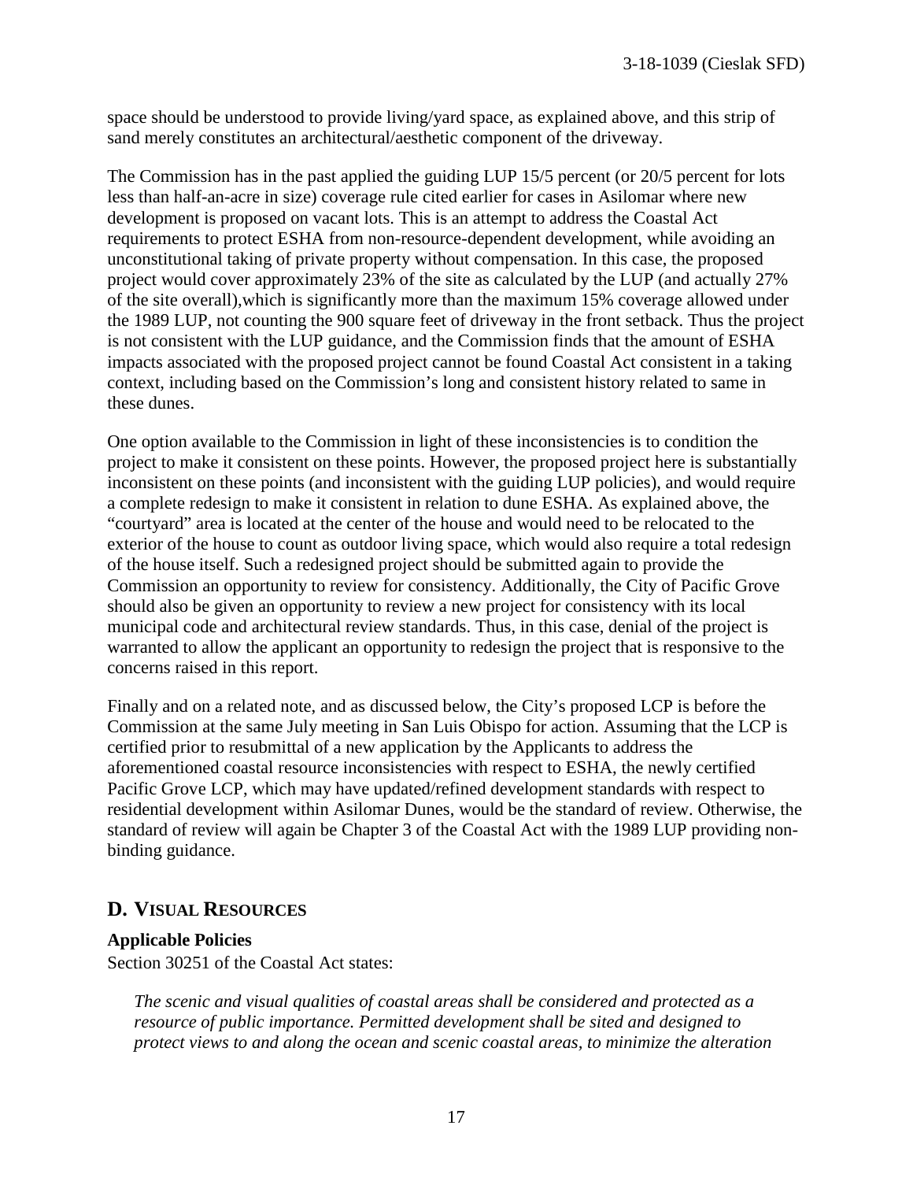space should be understood to provide living/yard space, as explained above, and this strip of sand merely constitutes an architectural/aesthetic component of the driveway.

The Commission has in the past applied the guiding LUP 15/5 percent (or 20/5 percent for lots less than half-an-acre in size) coverage rule cited earlier for cases in Asilomar where new development is proposed on vacant lots. This is an attempt to address the Coastal Act requirements to protect ESHA from non-resource-dependent development, while avoiding an unconstitutional taking of private property without compensation. In this case, the proposed project would cover approximately 23% of the site as calculated by the LUP (and actually 27% of the site overall),which is significantly more than the maximum 15% coverage allowed under the 1989 LUP, not counting the 900 square feet of driveway in the front setback. Thus the project is not consistent with the LUP guidance, and the Commission finds that the amount of ESHA impacts associated with the proposed project cannot be found Coastal Act consistent in a taking context, including based on the Commission's long and consistent history related to same in these dunes.

One option available to the Commission in light of these inconsistencies is to condition the project to make it consistent on these points. However, the proposed project here is substantially inconsistent on these points (and inconsistent with the guiding LUP policies), and would require a complete redesign to make it consistent in relation to dune ESHA. As explained above, the "courtyard" area is located at the center of the house and would need to be relocated to the exterior of the house to count as outdoor living space, which would also require a total redesign of the house itself. Such a redesigned project should be submitted again to provide the Commission an opportunity to review for consistency. Additionally, the City of Pacific Grove should also be given an opportunity to review a new project for consistency with its local municipal code and architectural review standards. Thus, in this case, denial of the project is warranted to allow the applicant an opportunity to redesign the project that is responsive to the concerns raised in this report.

Finally and on a related note, and as discussed below, the City's proposed LCP is before the Commission at the same July meeting in San Luis Obispo for action. Assuming that the LCP is certified prior to resubmittal of a new application by the Applicants to address the aforementioned coastal resource inconsistencies with respect to ESHA, the newly certified Pacific Grove LCP, which may have updated/refined development standards with respect to residential development within Asilomar Dunes, would be the standard of review. Otherwise, the standard of review will again be Chapter 3 of the Coastal Act with the 1989 LUP providing non-binding guidance.

## D. VISUAL RESOURCES

**Applicable Policies**

Section 30251 of the Coastal Act states:

> *The scenic and visual qualities of coastal areas shall be considered and protected as a resource of public importance. Permitted development shall be sited and designed to protect views to and along the ocean and scenic coastal areas, to minimize the alteration*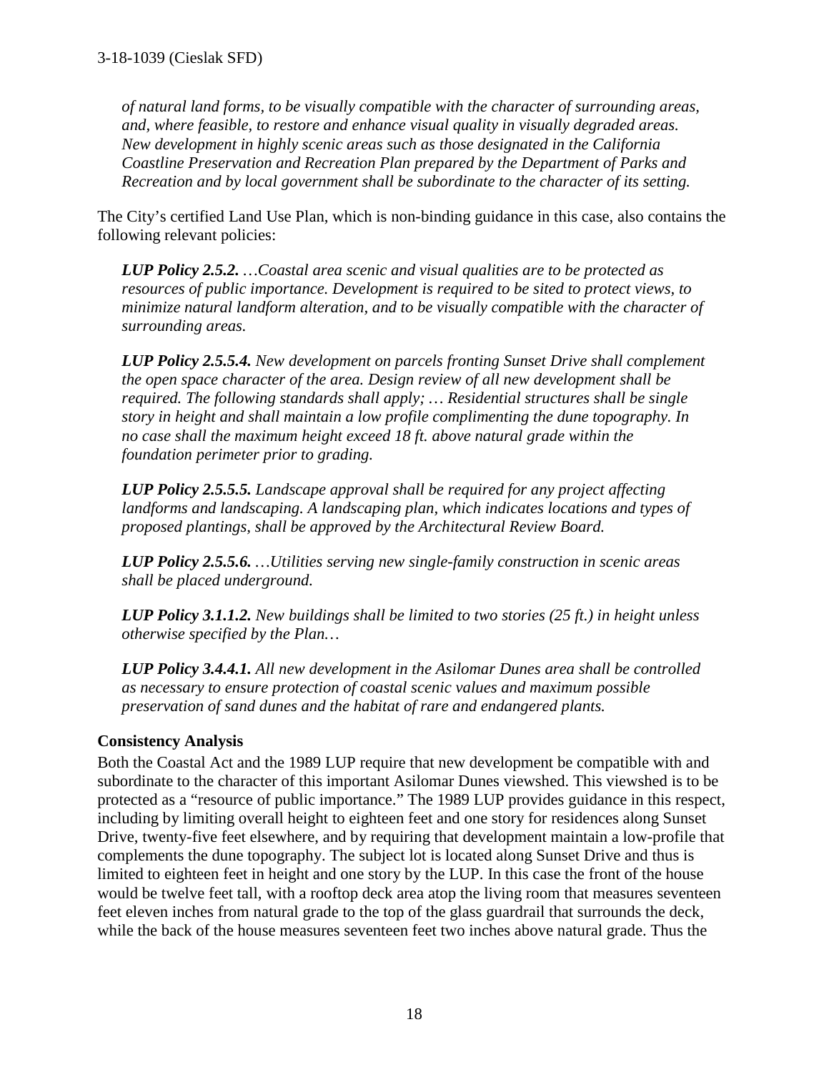*of natural land forms, to be visually compatible with the character of surrounding areas, and, where feasible, to restore and enhance visual quality in visually degraded areas. New development in highly scenic areas such as those designated in the California Coastline Preservation and Recreation Plan prepared by the Department of Parks and Recreation and by local government shall be subordinate to the character of its setting.*

The City's certified Land Use Plan, which is non-binding guidance in this case, also contains the following relevant policies:

> ***LUP Policy 2.5.2.*** *…Coastal area scenic and visual qualities are to be protected as resources of public importance. Development is required to be sited to protect views, to minimize natural landform alteration, and to be visually compatible with the character of surrounding areas.*
>
> ***LUP Policy 2.5.5.4.*** *New development on parcels fronting Sunset Drive shall complement the open space character of the area. Design review of all new development shall be required. The following standards shall apply; … Residential structures shall be single story in height and shall maintain a low profile complimenting the dune topography. In no case shall the maximum height exceed 18 ft. above natural grade within the foundation perimeter prior to grading.*
>
> ***LUP Policy 2.5.5.5.*** *Landscape approval shall be required for any project affecting landforms and landscaping. A landscaping plan, which indicates locations and types of proposed plantings, shall be approved by the Architectural Review Board.*
>
> ***LUP Policy 2.5.5.6.*** *…Utilities serving new single-family construction in scenic areas shall be placed underground.*
>
> ***LUP Policy 3.1.1.2.*** *New buildings shall be limited to two stories (25 ft.) in height unless otherwise specified by the Plan…*
>
> ***LUP Policy 3.4.4.1.*** *All new development in the Asilomar Dunes area shall be controlled as necessary to ensure protection of coastal scenic values and maximum possible preservation of sand dunes and the habitat of rare and endangered plants.*

**Consistency Analysis**

Both the Coastal Act and the 1989 LUP require that new development be compatible with and subordinate to the character of this important Asilomar Dunes viewshed. This viewshed is to be protected as a "resource of public importance." The 1989 LUP provides guidance in this respect, including by limiting overall height to eighteen feet and one story for residences along Sunset Drive, twenty-five feet elsewhere, and by requiring that development maintain a low-profile that complements the dune topography. The subject lot is located along Sunset Drive and thus is limited to eighteen feet in height and one story by the LUP. In this case the front of the house would be twelve feet tall, with a rooftop deck area atop the living room that measures seventeen feet eleven inches from natural grade to the top of the glass guardrail that surrounds the deck, while the back of the house measures seventeen feet two inches above natural grade. Thus the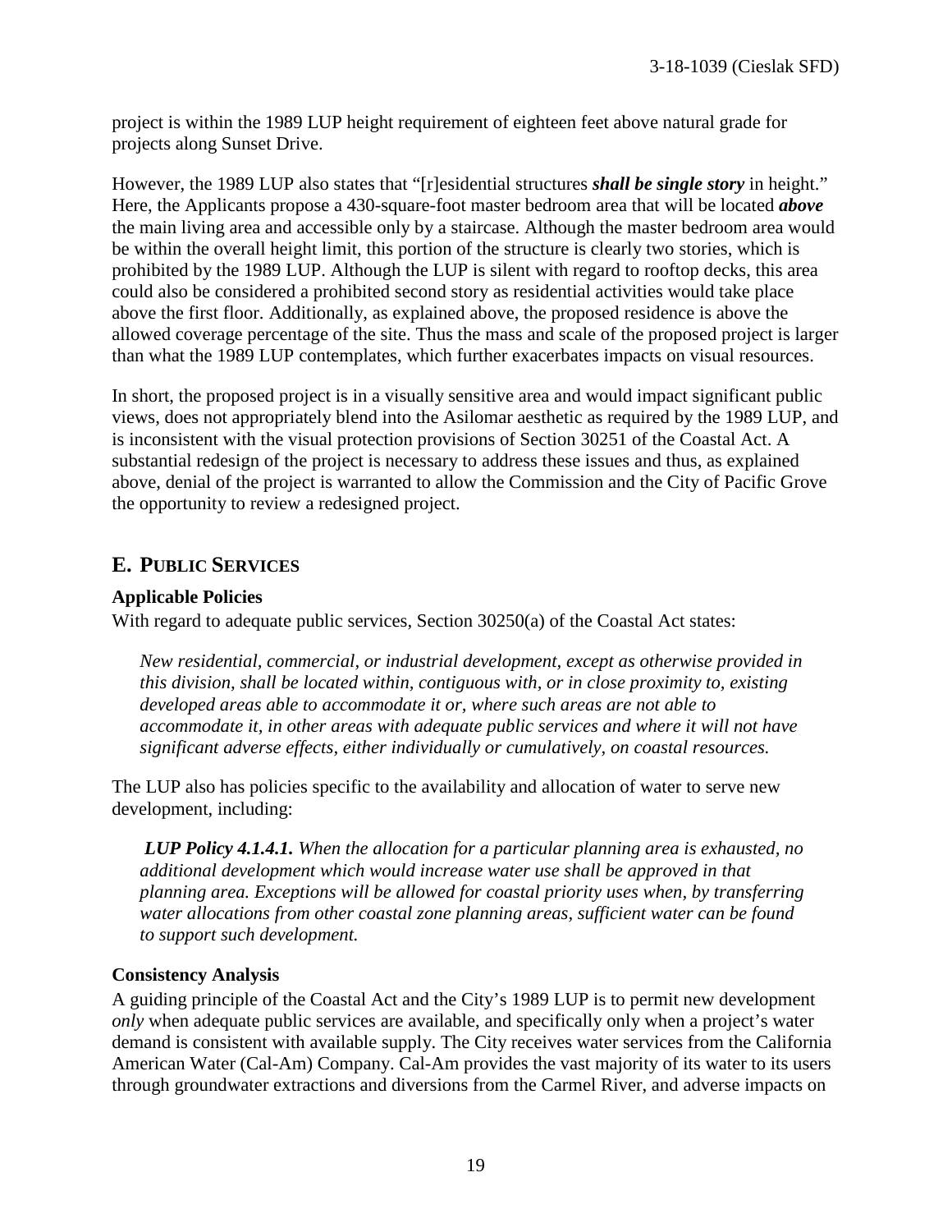project is within the 1989 LUP height requirement of eighteen feet above natural grade for projects along Sunset Drive.

However, the 1989 LUP also states that "[r]esidential structures ***shall be single story*** in height." Here, the Applicants propose a 430-square-foot master bedroom area that will be located ***above*** the main living area and accessible only by a staircase. Although the master bedroom area would be within the overall height limit, this portion of the structure is clearly two stories, which is prohibited by the 1989 LUP. Although the LUP is silent with regard to rooftop decks, this area could also be considered a prohibited second story as residential activities would take place above the first floor. Additionally, as explained above, the proposed residence is above the allowed coverage percentage of the site. Thus the mass and scale of the proposed project is larger than what the 1989 LUP contemplates, which further exacerbates impacts on visual resources.

In short, the proposed project is in a visually sensitive area and would impact significant public views, does not appropriately blend into the Asilomar aesthetic as required by the 1989 LUP, and is inconsistent with the visual protection provisions of Section 30251 of the Coastal Act. A substantial redesign of the project is necessary to address these issues and thus, as explained above, denial of the project is warranted to allow the Commission and the City of Pacific Grove the opportunity to review a redesigned project.

## E. PUBLIC SERVICES

**Applicable Policies**

With regard to adequate public services, Section 30250(a) of the Coastal Act states:

> *New residential, commercial, or industrial development, except as otherwise provided in this division, shall be located within, contiguous with, or in close proximity to, existing developed areas able to accommodate it or, where such areas are not able to accommodate it, in other areas with adequate public services and where it will not have significant adverse effects, either individually or cumulatively, on coastal resources.*

The LUP also has policies specific to the availability and allocation of water to serve new development, including:

> ***LUP Policy 4.1.4.1.*** *When the allocation for a particular planning area is exhausted, no additional development which would increase water use shall be approved in that planning area. Exceptions will be allowed for coastal priority uses when, by transferring water allocations from other coastal zone planning areas, sufficient water can be found to support such development.*

**Consistency Analysis**

A guiding principle of the Coastal Act and the City's 1989 LUP is to permit new development *only* when adequate public services are available, and specifically only when a project's water demand is consistent with available supply. The City receives water services from the California American Water (Cal-Am) Company. Cal-Am provides the vast majority of its water to its users through groundwater extractions and diversions from the Carmel River, and adverse impacts on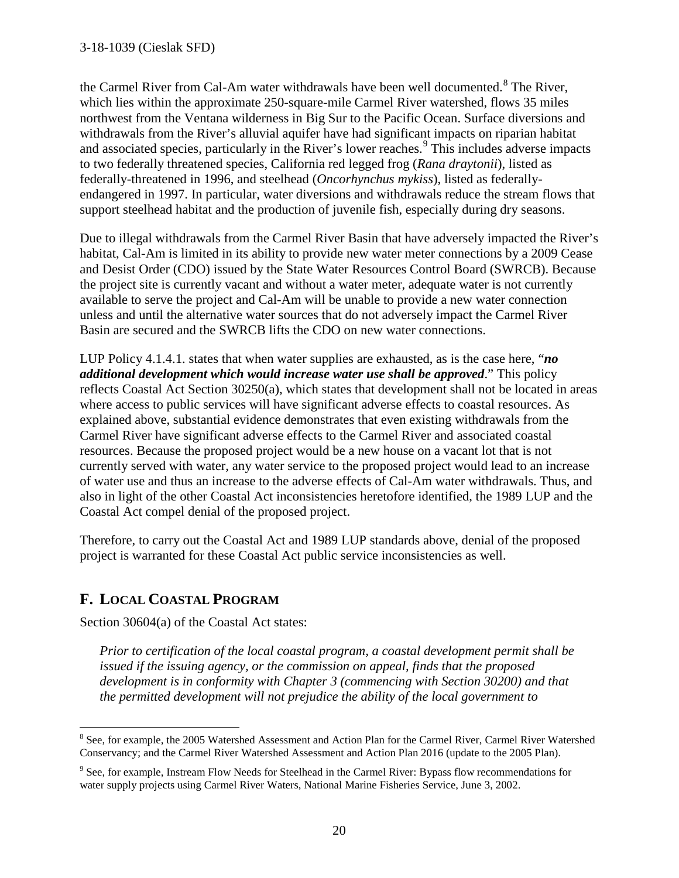the Carmel River from Cal-Am water withdrawals have been well documented.[8] The River, which lies within the approximate 250-square-mile Carmel River watershed, flows 35 miles northwest from the Ventana wilderness in Big Sur to the Pacific Ocean. Surface diversions and withdrawals from the River's alluvial aquifer have had significant impacts on riparian habitat and associated species, particularly in the River's lower reaches.[9] This includes adverse impacts to two federally threatened species, California red legged frog (*Rana draytonii*), listed as federally-threatened in 1996, and steelhead (*Oncorhynchus mykiss*), listed as federally-endangered in 1997. In particular, water diversions and withdrawals reduce the stream flows that support steelhead habitat and the production of juvenile fish, especially during dry seasons.

Due to illegal withdrawals from the Carmel River Basin that have adversely impacted the River's habitat, Cal-Am is limited in its ability to provide new water meter connections by a 2009 Cease and Desist Order (CDO) issued by the State Water Resources Control Board (SWRCB). Because the project site is currently vacant and without a water meter, adequate water is not currently available to serve the project and Cal-Am will be unable to provide a new water connection unless and until the alternative water sources that do not adversely impact the Carmel River Basin are secured and the SWRCB lifts the CDO on new water connections.

LUP Policy 4.1.4.1. states that when water supplies are exhausted, as is the case here, "***no additional development which would increase water use shall be approved***." This policy reflects Coastal Act Section 30250(a), which states that development shall not be located in areas where access to public services will have significant adverse effects to coastal resources. As explained above, substantial evidence demonstrates that even existing withdrawals from the Carmel River have significant adverse effects to the Carmel River and associated coastal resources. Because the proposed project would be a new house on a vacant lot that is not currently served with water, any water service to the proposed project would lead to an increase of water use and thus an increase to the adverse effects of Cal-Am water withdrawals. Thus, and also in light of the other Coastal Act inconsistencies heretofore identified, the 1989 LUP and the Coastal Act compel denial of the proposed project.

Therefore, to carry out the Coastal Act and 1989 LUP standards above, denial of the proposed project is warranted for these Coastal Act public service inconsistencies as well.

## F. Local Coastal Program

Section 30604(a) of the Coastal Act states:

> *Prior to certification of the local coastal program, a coastal development permit shall be issued if the issuing agency, or the commission on appeal, finds that the proposed development is in conformity with Chapter 3 (commencing with Section 30200) and that the permitted development will not prejudice the ability of the local government to*

---

[8] See, for example, the 2005 Watershed Assessment and Action Plan for the Carmel River, Carmel River Watershed Conservancy; and the Carmel River Watershed Assessment and Action Plan 2016 (update to the 2005 Plan).

[9] See, for example, Instream Flow Needs for Steelhead in the Carmel River: Bypass flow recommendations for water supply projects using Carmel River Waters, National Marine Fisheries Service, June 3, 2002.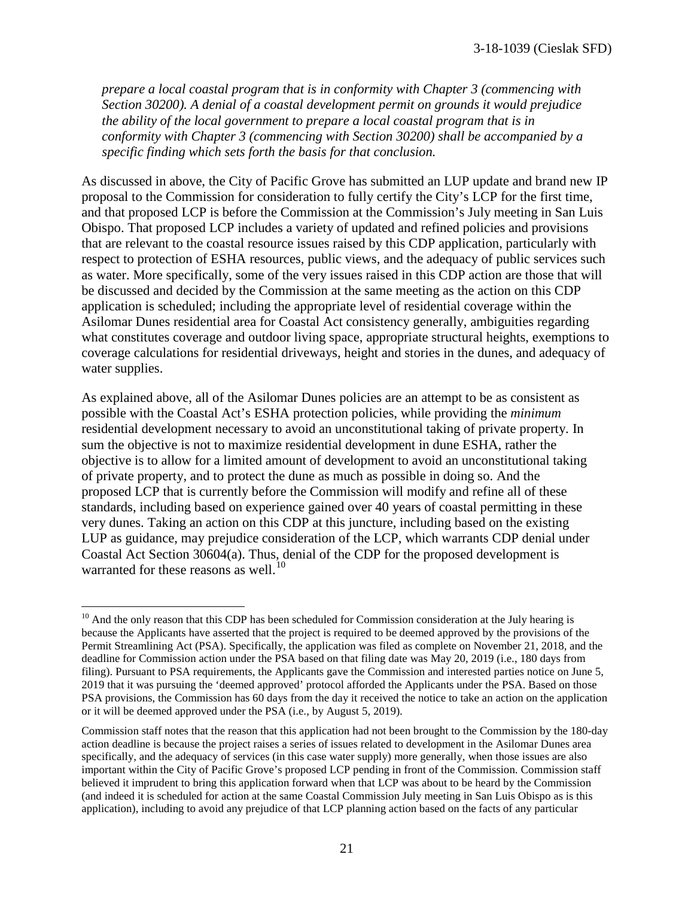*prepare a local coastal program that is in conformity with Chapter 3 (commencing with Section 30200). A denial of a coastal development permit on grounds it would prejudice the ability of the local government to prepare a local coastal program that is in conformity with Chapter 3 (commencing with Section 30200) shall be accompanied by a specific finding which sets forth the basis for that conclusion.*

As discussed in above, the City of Pacific Grove has submitted an LUP update and brand new IP proposal to the Commission for consideration to fully certify the City's LCP for the first time, and that proposed LCP is before the Commission at the Commission's July meeting in San Luis Obispo. That proposed LCP includes a variety of updated and refined policies and provisions that are relevant to the coastal resource issues raised by this CDP application, particularly with respect to protection of ESHA resources, public views, and the adequacy of public services such as water. More specifically, some of the very issues raised in this CDP action are those that will be discussed and decided by the Commission at the same meeting as the action on this CDP application is scheduled; including the appropriate level of residential coverage within the Asilomar Dunes residential area for Coastal Act consistency generally, ambiguities regarding what constitutes coverage and outdoor living space, appropriate structural heights, exemptions to coverage calculations for residential driveways, height and stories in the dunes, and adequacy of water supplies.

As explained above, all of the Asilomar Dunes policies are an attempt to be as consistent as possible with the Coastal Act's ESHA protection policies, while providing the *minimum* residential development necessary to avoid an unconstitutional taking of private property. In sum the objective is not to maximize residential development in dune ESHA, rather the objective is to allow for a limited amount of development to avoid an unconstitutional taking of private property, and to protect the dune as much as possible in doing so. And the proposed LCP that is currently before the Commission will modify and refine all of these standards, including based on experience gained over 40 years of coastal permitting in these very dunes. Taking an action on this CDP at this juncture, including based on the existing LUP as guidance, may prejudice consideration of the LCP, which warrants CDP denial under Coastal Act Section 30604(a). Thus, denial of the CDP for the proposed development is warranted for these reasons as well.[10]

---

[10] And the only reason that this CDP has been scheduled for Commission consideration at the July hearing is because the Applicants have asserted that the project is required to be deemed approved by the provisions of the Permit Streamlining Act (PSA). Specifically, the application was filed as complete on November 21, 2018, and the deadline for Commission action under the PSA based on that filing date was May 20, 2019 (i.e., 180 days from filing). Pursuant to PSA requirements, the Applicants gave the Commission and interested parties notice on June 5, 2019 that it was pursuing the 'deemed approved' protocol afforded the Applicants under the PSA. Based on those PSA provisions, the Commission has 60 days from the day it received the notice to take an action on the application or it will be deemed approved under the PSA (i.e., by August 5, 2019).

Commission staff notes that the reason that this application had not been brought to the Commission by the 180-day action deadline is because the project raises a series of issues related to development in the Asilomar Dunes area specifically, and the adequacy of services (in this case water supply) more generally, when those issues are also important within the City of Pacific Grove's proposed LCP pending in front of the Commission. Commission staff believed it imprudent to bring this application forward when that LCP was about to be heard by the Commission (and indeed it is scheduled for action at the same Coastal Commission July meeting in San Luis Obispo as is this application), including to avoid any prejudice of that LCP planning action based on the facts of any particular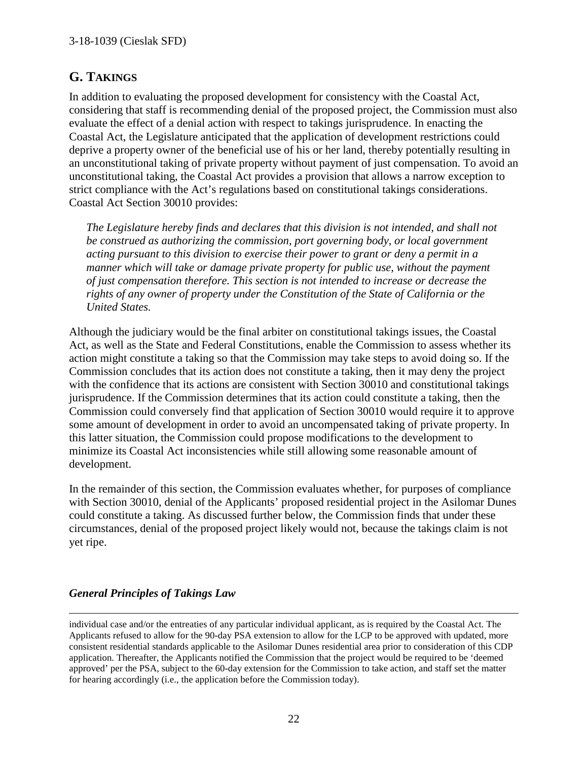## G. TAKINGS

In addition to evaluating the proposed development for consistency with the Coastal Act, considering that staff is recommending denial of the proposed project, the Commission must also evaluate the effect of a denial action with respect to takings jurisprudence. In enacting the Coastal Act, the Legislature anticipated that the application of development restrictions could deprive a property owner of the beneficial use of his or her land, thereby potentially resulting in an unconstitutional taking of private property without payment of just compensation. To avoid an unconstitutional taking, the Coastal Act provides a provision that allows a narrow exception to strict compliance with the Act's regulations based on constitutional takings considerations. Coastal Act Section 30010 provides:

> *The Legislature hereby finds and declares that this division is not intended, and shall not be construed as authorizing the commission, port governing body, or local government acting pursuant to this division to exercise their power to grant or deny a permit in a manner which will take or damage private property for public use, without the payment of just compensation therefore. This section is not intended to increase or decrease the rights of any owner of property under the Constitution of the State of California or the United States.*

Although the judiciary would be the final arbiter on constitutional takings issues, the Coastal Act, as well as the State and Federal Constitutions, enable the Commission to assess whether its action might constitute a taking so that the Commission may take steps to avoid doing so. If the Commission concludes that its action does not constitute a taking, then it may deny the project with the confidence that its actions are consistent with Section 30010 and constitutional takings jurisprudence. If the Commission determines that its action could constitute a taking, then the Commission could conversely find that application of Section 30010 would require it to approve some amount of development in order to avoid an uncompensated taking of private property. In this latter situation, the Commission could propose modifications to the development to minimize its Coastal Act inconsistencies while still allowing some reasonable amount of development.

In the remainder of this section, the Commission evaluates whether, for purposes of compliance with Section 30010, denial of the Applicants' proposed residential project in the Asilomar Dunes could constitute a taking. As discussed further below, the Commission finds that under these circumstances, denial of the proposed project likely would not, because the takings claim is not yet ripe.

### *General Principles of Takings Law*

---

individual case and/or the entreaties of any particular individual applicant, as is required by the Coastal Act. The Applicants refused to allow for the 90-day PSA extension to allow for the LCP to be approved with updated, more consistent residential standards applicable to the Asilomar Dunes residential area prior to consideration of this CDP application. Thereafter, the Applicants notified the Commission that the project would be required to be 'deemed approved' per the PSA, subject to the 60-day extension for the Commission to take action, and staff set the matter for hearing accordingly (i.e., the application before the Commission today).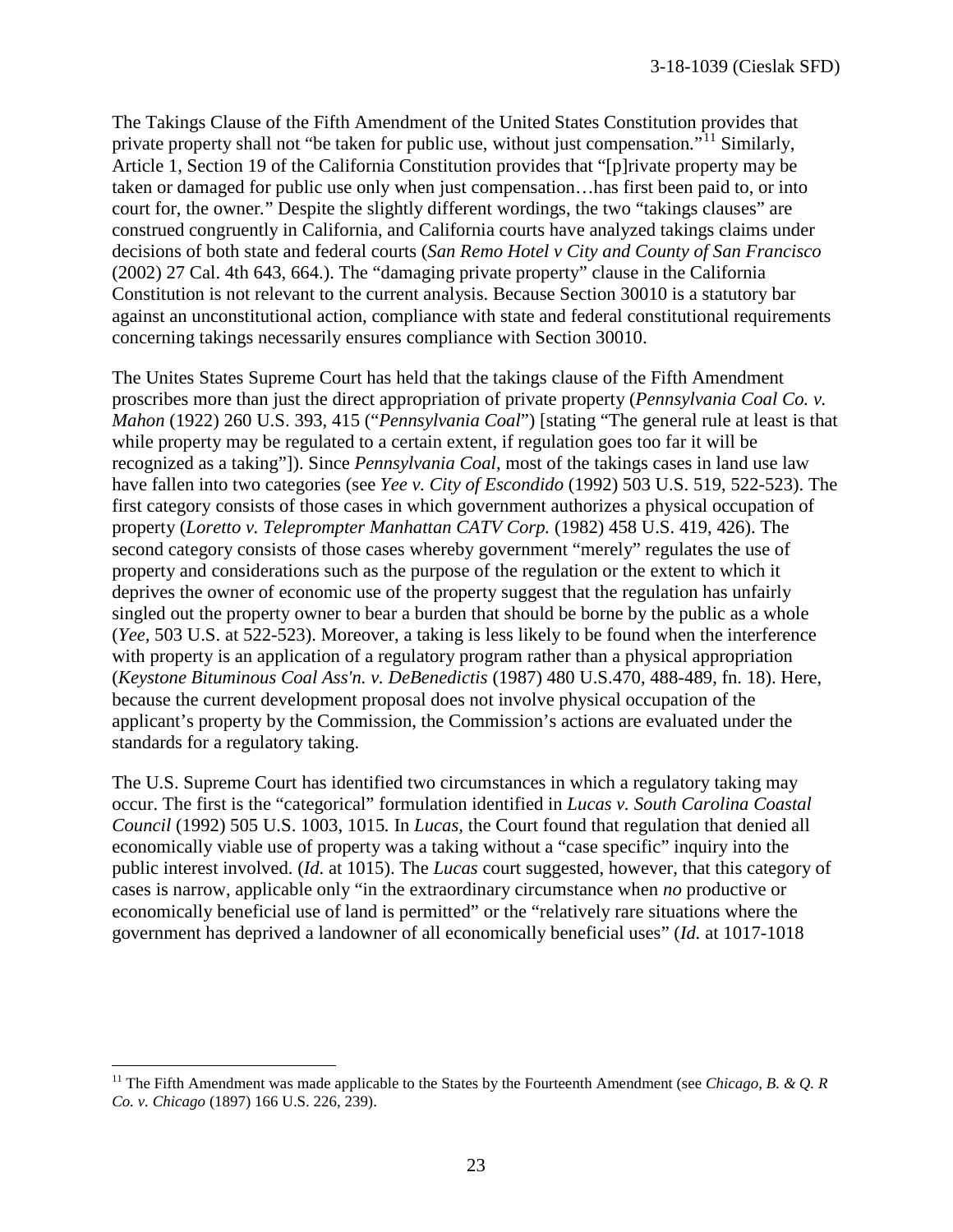The Takings Clause of the Fifth Amendment of the United States Constitution provides that private property shall not "be taken for public use, without just compensation."[11] Similarly, Article 1, Section 19 of the California Constitution provides that "[p]rivate property may be taken or damaged for public use only when just compensation…has first been paid to, or into court for, the owner." Despite the slightly different wordings, the two "takings clauses" are construed congruently in California, and California courts have analyzed takings claims under decisions of both state and federal courts (*San Remo Hotel v City and County of San Francisco* (2002) 27 Cal. 4th 643, 664.). The "damaging private property" clause in the California Constitution is not relevant to the current analysis. Because Section 30010 is a statutory bar against an unconstitutional action, compliance with state and federal constitutional requirements concerning takings necessarily ensures compliance with Section 30010.

The Unites States Supreme Court has held that the takings clause of the Fifth Amendment proscribes more than just the direct appropriation of private property (*Pennsylvania Coal Co. v. Mahon* (1922) 260 U.S. 393, 415 ("*Pennsylvania Coal*") [stating "The general rule at least is that while property may be regulated to a certain extent, if regulation goes too far it will be recognized as a taking"]). Since *Pennsylvania Coal*, most of the takings cases in land use law have fallen into two categories (see *Yee v. City of Escondido* (1992) 503 U.S. 519, 522-523). The first category consists of those cases in which government authorizes a physical occupation of property (*Loretto v. Teleprompter Manhattan CATV Corp.* (1982) 458 U.S. 419, 426). The second category consists of those cases whereby government "merely" regulates the use of property and considerations such as the purpose of the regulation or the extent to which it deprives the owner of economic use of the property suggest that the regulation has unfairly singled out the property owner to bear a burden that should be borne by the public as a whole (*Yee*, 503 U.S. at 522-523). Moreover, a taking is less likely to be found when the interference with property is an application of a regulatory program rather than a physical appropriation (*Keystone Bituminous Coal Ass'n. v. DeBenedictis* (1987) 480 U.S.470, 488-489, fn. 18). Here, because the current development proposal does not involve physical occupation of the applicant's property by the Commission, the Commission's actions are evaluated under the standards for a regulatory taking.

The U.S. Supreme Court has identified two circumstances in which a regulatory taking may occur. The first is the "categorical" formulation identified in *Lucas v. South Carolina Coastal Council* (1992) 505 U.S. 1003, 1015. In *Lucas*, the Court found that regulation that denied all economically viable use of property was a taking without a "case specific" inquiry into the public interest involved. (*Id*. at 1015). The *Lucas* court suggested, however, that this category of cases is narrow, applicable only "in the extraordinary circumstance when *no* productive or economically beneficial use of land is permitted" or the "relatively rare situations where the government has deprived a landowner of all economically beneficial uses" (*Id.* at 1017-1018

[11] The Fifth Amendment was made applicable to the States by the Fourteenth Amendment (see *Chicago, B. & Q. R Co. v. Chicago* (1897) 166 U.S. 226, 239).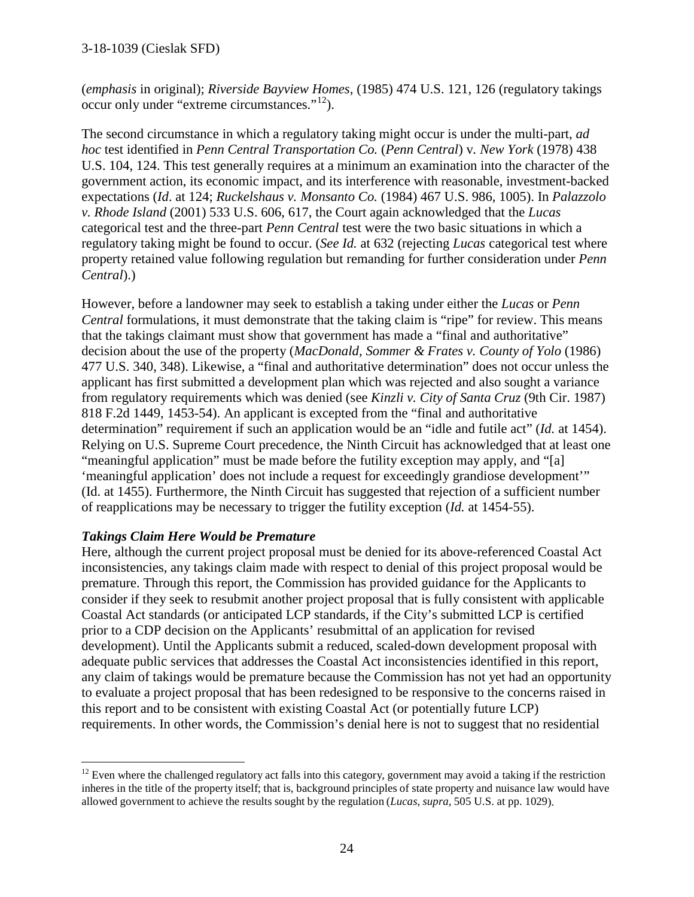(*emphasis* in original); *Riverside Bayview Homes*, (1985) 474 U.S. 121, 126 (regulatory takings occur only under "extreme circumstances."[12]).

The second circumstance in which a regulatory taking might occur is under the multi-part, *ad hoc* test identified in *Penn Central Transportation Co.* (*Penn Central*) v. *New York* (1978) 438 U.S. 104, 124. This test generally requires at a minimum an examination into the character of the government action, its economic impact, and its interference with reasonable, investment-backed expectations (*Id*. at 124; *Ruckelshaus v. Monsanto Co.* (1984) 467 U.S. 986, 1005). In *Palazzolo v. Rhode Island* (2001) 533 U.S. 606, 617, the Court again acknowledged that the *Lucas* categorical test and the three-part *Penn Central* test were the two basic situations in which a regulatory taking might be found to occur. (*See Id.* at 632 (rejecting *Lucas* categorical test where property retained value following regulation but remanding for further consideration under *Penn Central*).)

However, before a landowner may seek to establish a taking under either the *Lucas* or *Penn Central* formulations, it must demonstrate that the taking claim is "ripe" for review. This means that the takings claimant must show that government has made a "final and authoritative" decision about the use of the property (*MacDonald, Sommer & Frates v. County of Yolo* (1986) 477 U.S. 340, 348). Likewise, a "final and authoritative determination" does not occur unless the applicant has first submitted a development plan which was rejected and also sought a variance from regulatory requirements which was denied (see *Kinzli v. City of Santa Cruz* (9th Cir. 1987) 818 F.2d 1449, 1453-54). An applicant is excepted from the "final and authoritative determination" requirement if such an application would be an "idle and futile act" (*Id.* at 1454). Relying on U.S. Supreme Court precedence, the Ninth Circuit has acknowledged that at least one "meaningful application" must be made before the futility exception may apply, and "[a] 'meaningful application' does not include a request for exceedingly grandiose development'" (Id. at 1455). Furthermore, the Ninth Circuit has suggested that rejection of a sufficient number of reapplications may be necessary to trigger the futility exception (*Id.* at 1454-55).

***Takings Claim Here Would be Premature***

Here, although the current project proposal must be denied for its above-referenced Coastal Act inconsistencies, any takings claim made with respect to denial of this project proposal would be premature. Through this report, the Commission has provided guidance for the Applicants to consider if they seek to resubmit another project proposal that is fully consistent with applicable Coastal Act standards (or anticipated LCP standards, if the City's submitted LCP is certified prior to a CDP decision on the Applicants' resubmittal of an application for revised development). Until the Applicants submit a reduced, scaled-down development proposal with adequate public services that addresses the Coastal Act inconsistencies identified in this report, any claim of takings would be premature because the Commission has not yet had an opportunity to evaluate a project proposal that has been redesigned to be responsive to the concerns raised in this report and to be consistent with existing Coastal Act (or potentially future LCP) requirements. In other words, the Commission's denial here is not to suggest that no residential

[12] Even where the challenged regulatory act falls into this category, government may avoid a taking if the restriction inheres in the title of the property itself; that is, background principles of state property and nuisance law would have allowed government to achieve the results sought by the regulation (*Lucas, supra,* 505 U.S. at pp. 1029).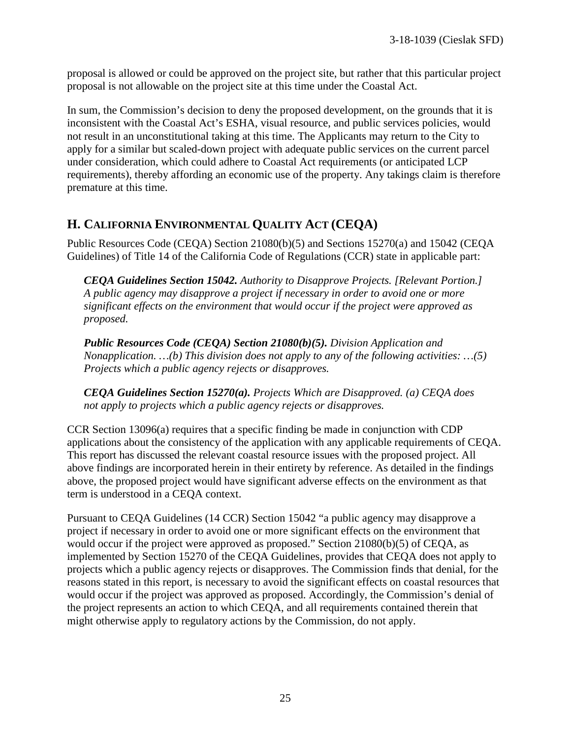proposal is allowed or could be approved on the project site, but rather that this particular project proposal is not allowable on the project site at this time under the Coastal Act.

In sum, the Commission's decision to deny the proposed development, on the grounds that it is inconsistent with the Coastal Act's ESHA, visual resource, and public services policies, would not result in an unconstitutional taking at this time. The Applicants may return to the City to apply for a similar but scaled-down project with adequate public services on the current parcel under consideration, which could adhere to Coastal Act requirements (or anticipated LCP requirements), thereby affording an economic use of the property. Any takings claim is therefore premature at this time.

## H. CALIFORNIA ENVIRONMENTAL QUALITY ACT (CEQA)

Public Resources Code (CEQA) Section 21080(b)(5) and Sections 15270(a) and 15042 (CEQA Guidelines) of Title 14 of the California Code of Regulations (CCR) state in applicable part:

> ***CEQA Guidelines Section 15042.*** *Authority to Disapprove Projects. [Relevant Portion.] A public agency may disapprove a project if necessary in order to avoid one or more significant effects on the environment that would occur if the project were approved as proposed.*
>
> ***Public Resources Code (CEQA) Section 21080(b)(5).*** *Division Application and Nonapplication. …(b) This division does not apply to any of the following activities: …(5) Projects which a public agency rejects or disapproves.*
>
> ***CEQA Guidelines Section 15270(a).*** *Projects Which are Disapproved. (a) CEQA does not apply to projects which a public agency rejects or disapproves.*

CCR Section 13096(a) requires that a specific finding be made in conjunction with CDP applications about the consistency of the application with any applicable requirements of CEQA. This report has discussed the relevant coastal resource issues with the proposed project. All above findings are incorporated herein in their entirety by reference. As detailed in the findings above, the proposed project would have significant adverse effects on the environment as that term is understood in a CEQA context.

Pursuant to CEQA Guidelines (14 CCR) Section 15042 "a public agency may disapprove a project if necessary in order to avoid one or more significant effects on the environment that would occur if the project were approved as proposed." Section 21080(b)(5) of CEQA, as implemented by Section 15270 of the CEQA Guidelines, provides that CEQA does not apply to projects which a public agency rejects or disapproves. The Commission finds that denial, for the reasons stated in this report, is necessary to avoid the significant effects on coastal resources that would occur if the project was approved as proposed. Accordingly, the Commission's denial of the project represents an action to which CEQA, and all requirements contained therein that might otherwise apply to regulatory actions by the Commission, do not apply.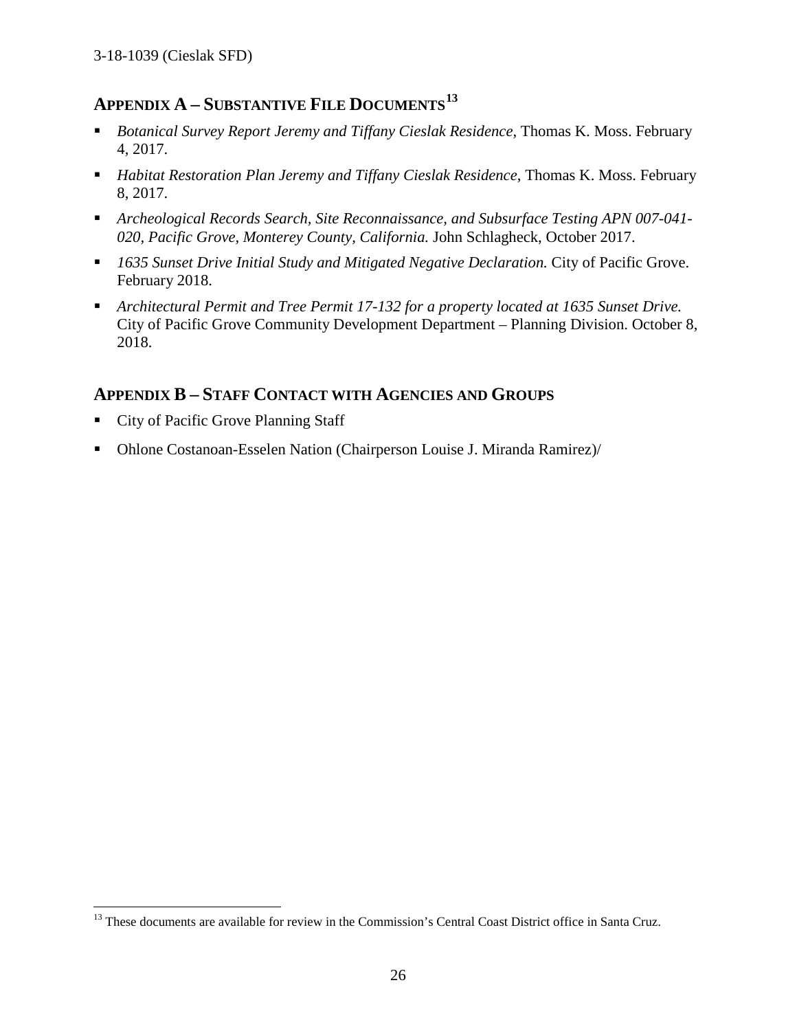## APPENDIX A – SUBSTANTIVE FILE DOCUMENTS[13]

- *Botanical Survey Report Jeremy and Tiffany Cieslak Residence*, Thomas K. Moss. February 4, 2017.
- *Habitat Restoration Plan Jeremy and Tiffany Cieslak Residence*, Thomas K. Moss. February 8, 2017.
- *Archeological Records Search, Site Reconnaissance, and Subsurface Testing APN 007-041-020, Pacific Grove, Monterey County, California.* John Schlagheck, October 2017.
- *1635 Sunset Drive Initial Study and Mitigated Negative Declaration.* City of Pacific Grove. February 2018.
- *Architectural Permit and Tree Permit 17-132 for a property located at 1635 Sunset Drive.* City of Pacific Grove Community Development Department – Planning Division. October 8, 2018.

## APPENDIX B – STAFF CONTACT WITH AGENCIES AND GROUPS

- City of Pacific Grove Planning Staff
- Ohlone Costanoan-Esselen Nation (Chairperson Louise J. Miranda Ramirez)/

[13] These documents are available for review in the Commission's Central Coast District office in Santa Cruz.